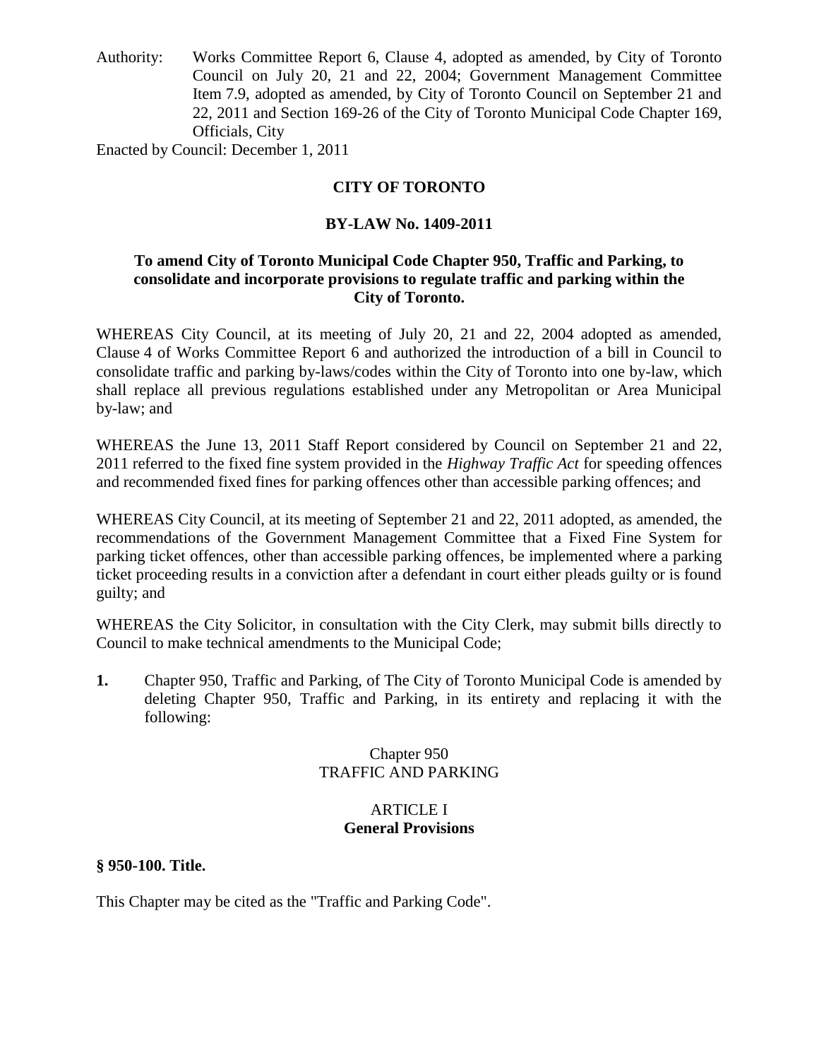Authority: Works Committee Report 6, Clause 4, adopted as amended, by City of Toronto Council on July 20, 21 and 22, 2004; Government Management Committee Item 7.9, adopted as amended, by City of Toronto Council on September 21 and 22, 2011 and Section 169-26 of the City of Toronto Municipal Code Chapter 169, Officials, City

Enacted by Council: December 1, 2011

**CITY OF TORONTO**

**BY-LAW No. 1409-2011**

**To amend City of Toronto Municipal Code Chapter 950, Traffic and Parking, to consolidate and incorporate provisions to regulate traffic and parking within the City of Toronto.**

WHEREAS City Council, at its meeting of July 20, 21 and 22, 2004 adopted as amended, Clause 4 of Works Committee Report 6 and authorized the introduction of a bill in Council to consolidate traffic and parking by-laws/codes within the City of Toronto into one by-law, which shall replace all previous regulations established under any Metropolitan or Area Municipal by-law; and

WHEREAS the June 13, 2011 Staff Report considered by Council on September 21 and 22, 2011 referred to the fixed fine system provided in the *Highway Traffic Act* for speeding offences and recommended fixed fines for parking offences other than accessible parking offences; and

WHEREAS City Council, at its meeting of September 21 and 22, 2011 adopted, as amended, the recommendations of the Government Management Committee that a Fixed Fine System for parking ticket offences, other than accessible parking offences, be implemented where a parking ticket proceeding results in a conviction after a defendant in court either pleads guilty or is found guilty; and

WHEREAS the City Solicitor, in consultation with the City Clerk, may submit bills directly to Council to make technical amendments to the Municipal Code;

**1.** Chapter 950, Traffic and Parking, of The City of Toronto Municipal Code is amended by deleting Chapter 950, Traffic and Parking, in its entirety and replacing it with the following:

Chapter 950
TRAFFIC AND PARKING

ARTICLE I
**General Provisions**

**§ 950-100. Title.**

This Chapter may be cited as the "Traffic and Parking Code".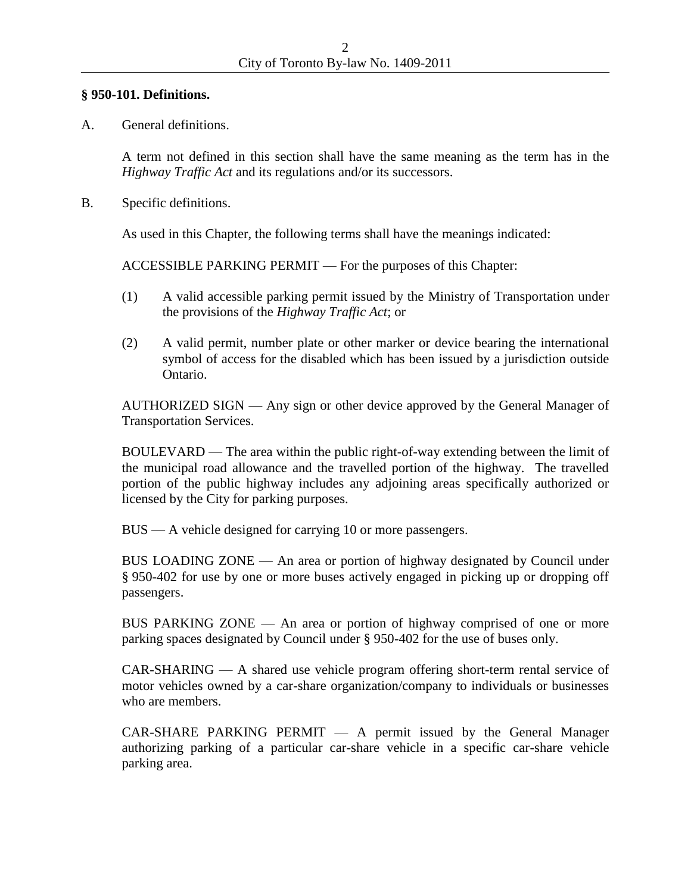**§ 950-101. Definitions.**

A. General definitions.

A term not defined in this section shall have the same meaning as the term has in the *Highway Traffic Act* and its regulations and/or its successors.

B. Specific definitions.

As used in this Chapter, the following terms shall have the meanings indicated:

ACCESSIBLE PARKING PERMIT — For the purposes of this Chapter:

(1) A valid accessible parking permit issued by the Ministry of Transportation under the provisions of the *Highway Traffic Act*; or

(2) A valid permit, number plate or other marker or device bearing the international symbol of access for the disabled which has been issued by a jurisdiction outside Ontario.

AUTHORIZED SIGN — Any sign or other device approved by the General Manager of Transportation Services.

BOULEVARD — The area within the public right-of-way extending between the limit of the municipal road allowance and the travelled portion of the highway. The travelled portion of the public highway includes any adjoining areas specifically authorized or licensed by the City for parking purposes.

BUS — A vehicle designed for carrying 10 or more passengers.

BUS LOADING ZONE — An area or portion of highway designated by Council under § 950-402 for use by one or more buses actively engaged in picking up or dropping off passengers.

BUS PARKING ZONE — An area or portion of highway comprised of one or more parking spaces designated by Council under § 950-402 for the use of buses only.

CAR-SHARING — A shared use vehicle program offering short-term rental service of motor vehicles owned by a car-share organization/company to individuals or businesses who are members.

CAR-SHARE PARKING PERMIT — A permit issued by the General Manager authorizing parking of a particular car-share vehicle in a specific car-share vehicle parking area.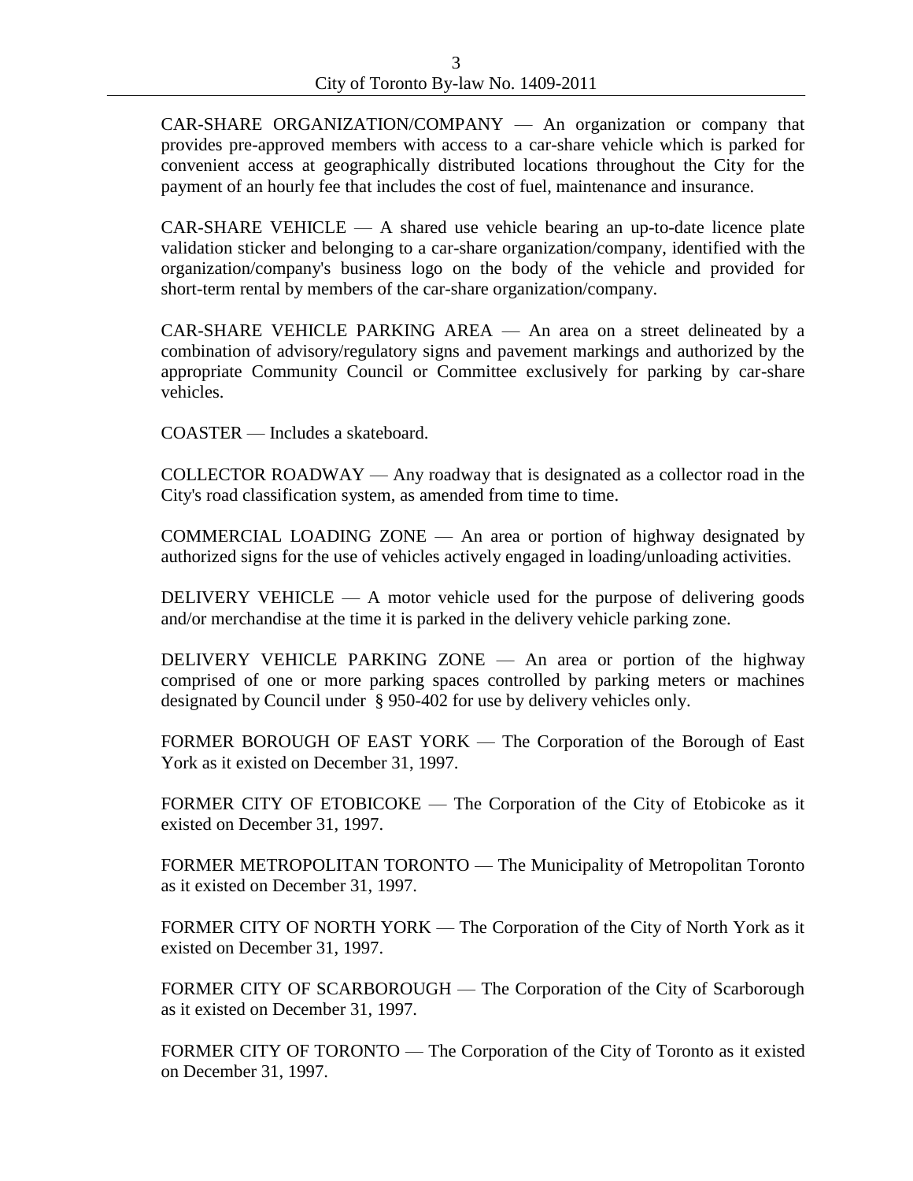CAR-SHARE ORGANIZATION/COMPANY — An organization or company that provides pre-approved members with access to a car-share vehicle which is parked for convenient access at geographically distributed locations throughout the City for the payment of an hourly fee that includes the cost of fuel, maintenance and insurance.

CAR-SHARE VEHICLE — A shared use vehicle bearing an up-to-date licence plate validation sticker and belonging to a car-share organization/company, identified with the organization/company's business logo on the body of the vehicle and provided for short-term rental by members of the car-share organization/company.

CAR-SHARE VEHICLE PARKING AREA — An area on a street delineated by a combination of advisory/regulatory signs and pavement markings and authorized by the appropriate Community Council or Committee exclusively for parking by car-share vehicles.

COASTER — Includes a skateboard.

COLLECTOR ROADWAY — Any roadway that is designated as a collector road in the City's road classification system, as amended from time to time.

COMMERCIAL LOADING ZONE — An area or portion of highway designated by authorized signs for the use of vehicles actively engaged in loading/unloading activities.

DELIVERY VEHICLE — A motor vehicle used for the purpose of delivering goods and/or merchandise at the time it is parked in the delivery vehicle parking zone.

DELIVERY VEHICLE PARKING ZONE — An area or portion of the highway comprised of one or more parking spaces controlled by parking meters or machines designated by Council under § 950-402 for use by delivery vehicles only.

FORMER BOROUGH OF EAST YORK — The Corporation of the Borough of East York as it existed on December 31, 1997.

FORMER CITY OF ETOBICOKE — The Corporation of the City of Etobicoke as it existed on December 31, 1997.

FORMER METROPOLITAN TORONTO — The Municipality of Metropolitan Toronto as it existed on December 31, 1997.

FORMER CITY OF NORTH YORK — The Corporation of the City of North York as it existed on December 31, 1997.

FORMER CITY OF SCARBOROUGH — The Corporation of the City of Scarborough as it existed on December 31, 1997.

FORMER CITY OF TORONTO — The Corporation of the City of Toronto as it existed on December 31, 1997.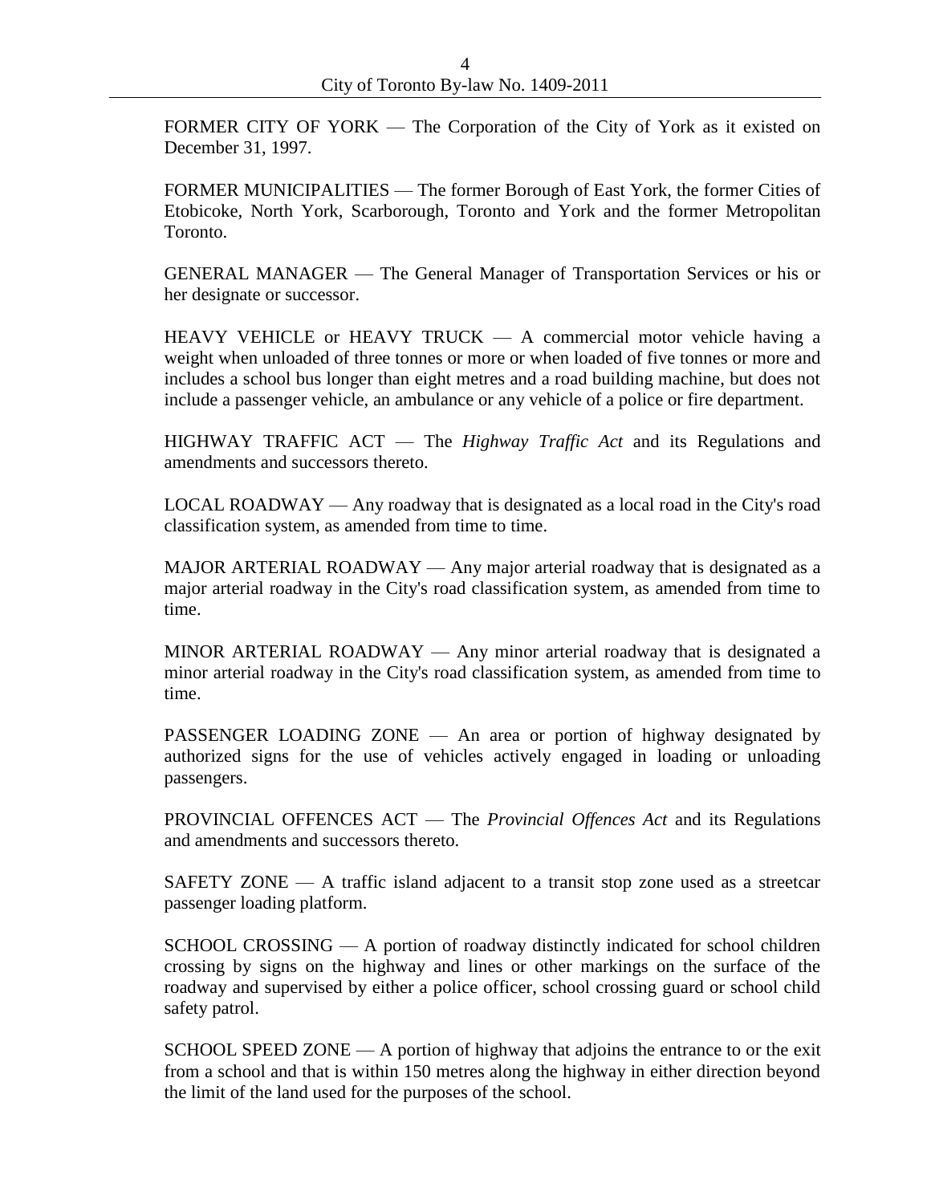FORMER CITY OF YORK — The Corporation of the City of York as it existed on December 31, 1997.

FORMER MUNICIPALITIES — The former Borough of East York, the former Cities of Etobicoke, North York, Scarborough, Toronto and York and the former Metropolitan Toronto.

GENERAL MANAGER — The General Manager of Transportation Services or his or her designate or successor.

HEAVY VEHICLE or HEAVY TRUCK — A commercial motor vehicle having a weight when unloaded of three tonnes or more or when loaded of five tonnes or more and includes a school bus longer than eight metres and a road building machine, but does not include a passenger vehicle, an ambulance or any vehicle of a police or fire department.

HIGHWAY TRAFFIC ACT — The *Highway Traffic Act* and its Regulations and amendments and successors thereto.

LOCAL ROADWAY — Any roadway that is designated as a local road in the City's road classification system, as amended from time to time.

MAJOR ARTERIAL ROADWAY — Any major arterial roadway that is designated as a major arterial roadway in the City's road classification system, as amended from time to time.

MINOR ARTERIAL ROADWAY — Any minor arterial roadway that is designated a minor arterial roadway in the City's road classification system, as amended from time to time.

PASSENGER LOADING ZONE — An area or portion of highway designated by authorized signs for the use of vehicles actively engaged in loading or unloading passengers.

PROVINCIAL OFFENCES ACT — The *Provincial Offences Act* and its Regulations and amendments and successors thereto.

SAFETY ZONE — A traffic island adjacent to a transit stop zone used as a streetcar passenger loading platform.

SCHOOL CROSSING — A portion of roadway distinctly indicated for school children crossing by signs on the highway and lines or other markings on the surface of the roadway and supervised by either a police officer, school crossing guard or school child safety patrol.

SCHOOL SPEED ZONE — A portion of highway that adjoins the entrance to or the exit from a school and that is within 150 metres along the highway in either direction beyond the limit of the land used for the purposes of the school.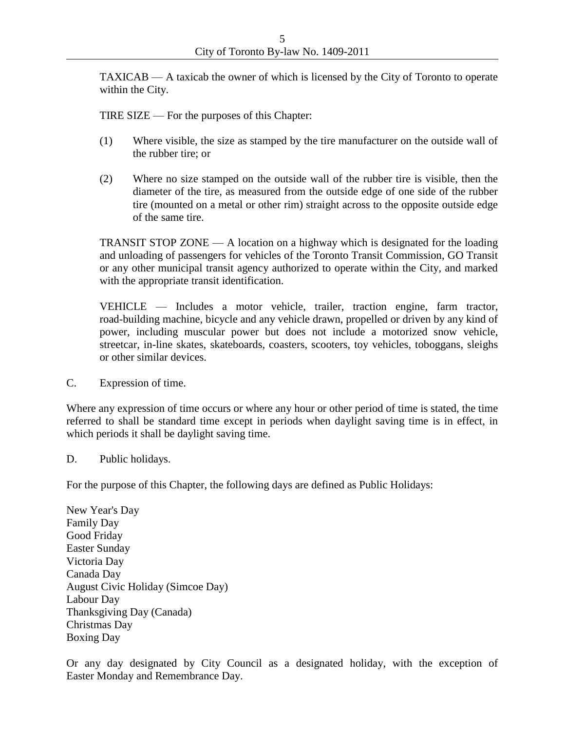TAXICAB — A taxicab the owner of which is licensed by the City of Toronto to operate within the City.

TIRE SIZE — For the purposes of this Chapter:

(1) Where visible, the size as stamped by the tire manufacturer on the outside wall of the rubber tire; or

(2) Where no size stamped on the outside wall of the rubber tire is visible, then the diameter of the tire, as measured from the outside edge of one side of the rubber tire (mounted on a metal or other rim) straight across to the opposite outside edge of the same tire.

TRANSIT STOP ZONE — A location on a highway which is designated for the loading and unloading of passengers for vehicles of the Toronto Transit Commission, GO Transit or any other municipal transit agency authorized to operate within the City, and marked with the appropriate transit identification.

VEHICLE — Includes a motor vehicle, trailer, traction engine, farm tractor, road-building machine, bicycle and any vehicle drawn, propelled or driven by any kind of power, including muscular power but does not include a motorized snow vehicle, streetcar, in-line skates, skateboards, coasters, scooters, toy vehicles, toboggans, sleighs or other similar devices.

C. Expression of time.

Where any expression of time occurs or where any hour or other period of time is stated, the time referred to shall be standard time except in periods when daylight saving time is in effect, in which periods it shall be daylight saving time.

D. Public holidays.

For the purpose of this Chapter, the following days are defined as Public Holidays:

New Year's Day
Family Day
Good Friday
Easter Sunday
Victoria Day
Canada Day
August Civic Holiday (Simcoe Day)
Labour Day
Thanksgiving Day (Canada)
Christmas Day
Boxing Day

Or any day designated by City Council as a designated holiday, with the exception of Easter Monday and Remembrance Day.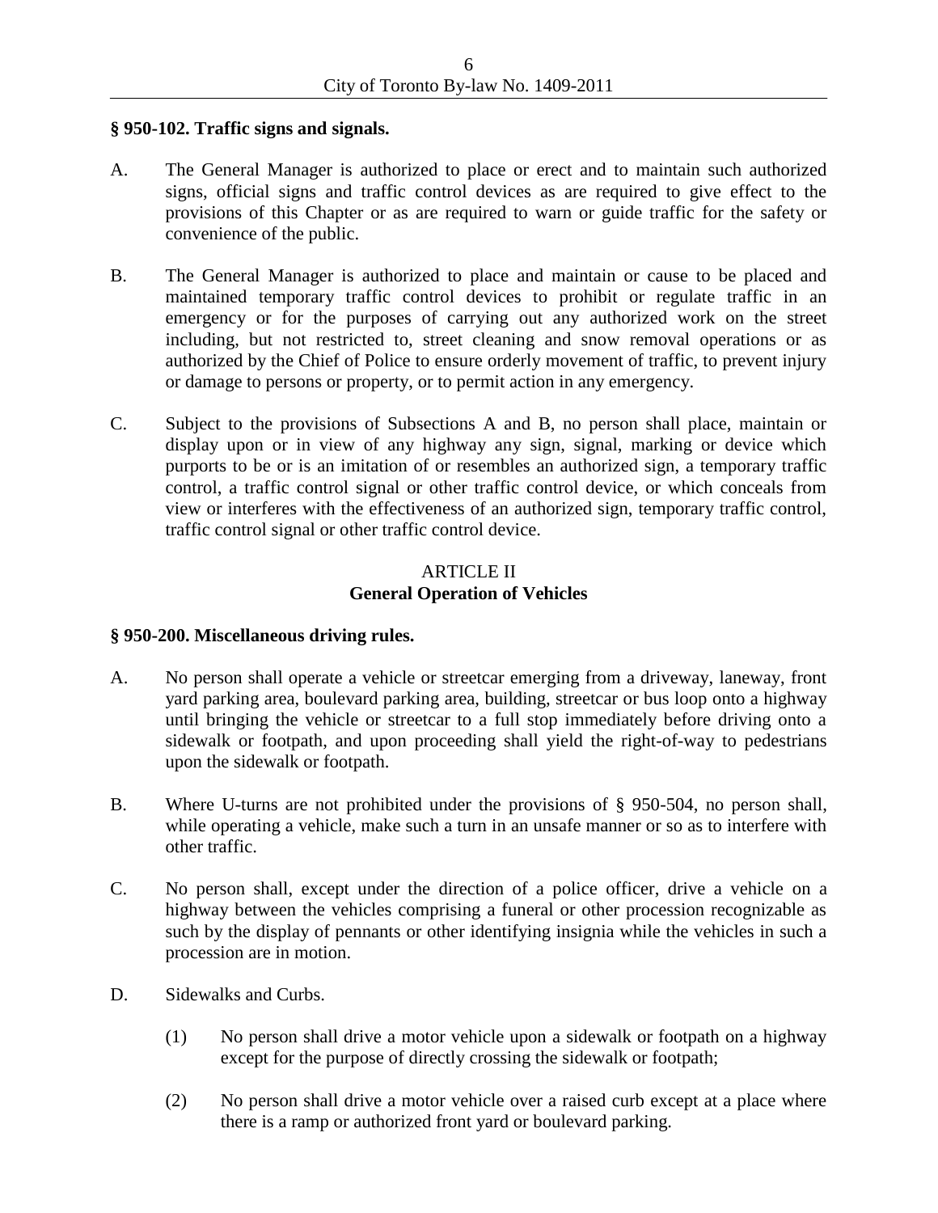**§ 950-102. Traffic signs and signals.**

A. The General Manager is authorized to place or erect and to maintain such authorized signs, official signs and traffic control devices as are required to give effect to the provisions of this Chapter or as are required to warn or guide traffic for the safety or convenience of the public.

B. The General Manager is authorized to place and maintain or cause to be placed and maintained temporary traffic control devices to prohibit or regulate traffic in an emergency or for the purposes of carrying out any authorized work on the street including, but not restricted to, street cleaning and snow removal operations or as authorized by the Chief of Police to ensure orderly movement of traffic, to prevent injury or damage to persons or property, or to permit action in any emergency.

C. Subject to the provisions of Subsections A and B, no person shall place, maintain or display upon or in view of any highway any sign, signal, marking or device which purports to be or is an imitation of or resembles an authorized sign, a temporary traffic control, a traffic control signal or other traffic control device, or which conceals from view or interferes with the effectiveness of an authorized sign, temporary traffic control, traffic control signal or other traffic control device.

## ARTICLE II
## General Operation of Vehicles

**§ 950-200. Miscellaneous driving rules.**

A. No person shall operate a vehicle or streetcar emerging from a driveway, laneway, front yard parking area, boulevard parking area, building, streetcar or bus loop onto a highway until bringing the vehicle or streetcar to a full stop immediately before driving onto a sidewalk or footpath, and upon proceeding shall yield the right-of-way to pedestrians upon the sidewalk or footpath.

B. Where U-turns are not prohibited under the provisions of § 950-504, no person shall, while operating a vehicle, make such a turn in an unsafe manner or so as to interfere with other traffic.

C. No person shall, except under the direction of a police officer, drive a vehicle on a highway between the vehicles comprising a funeral or other procession recognizable as such by the display of pennants or other identifying insignia while the vehicles in such a procession are in motion.

D. Sidewalks and Curbs.

   (1) No person shall drive a motor vehicle upon a sidewalk or footpath on a highway except for the purpose of directly crossing the sidewalk or footpath;

   (2) No person shall drive a motor vehicle over a raised curb except at a place where there is a ramp or authorized front yard or boulevard parking.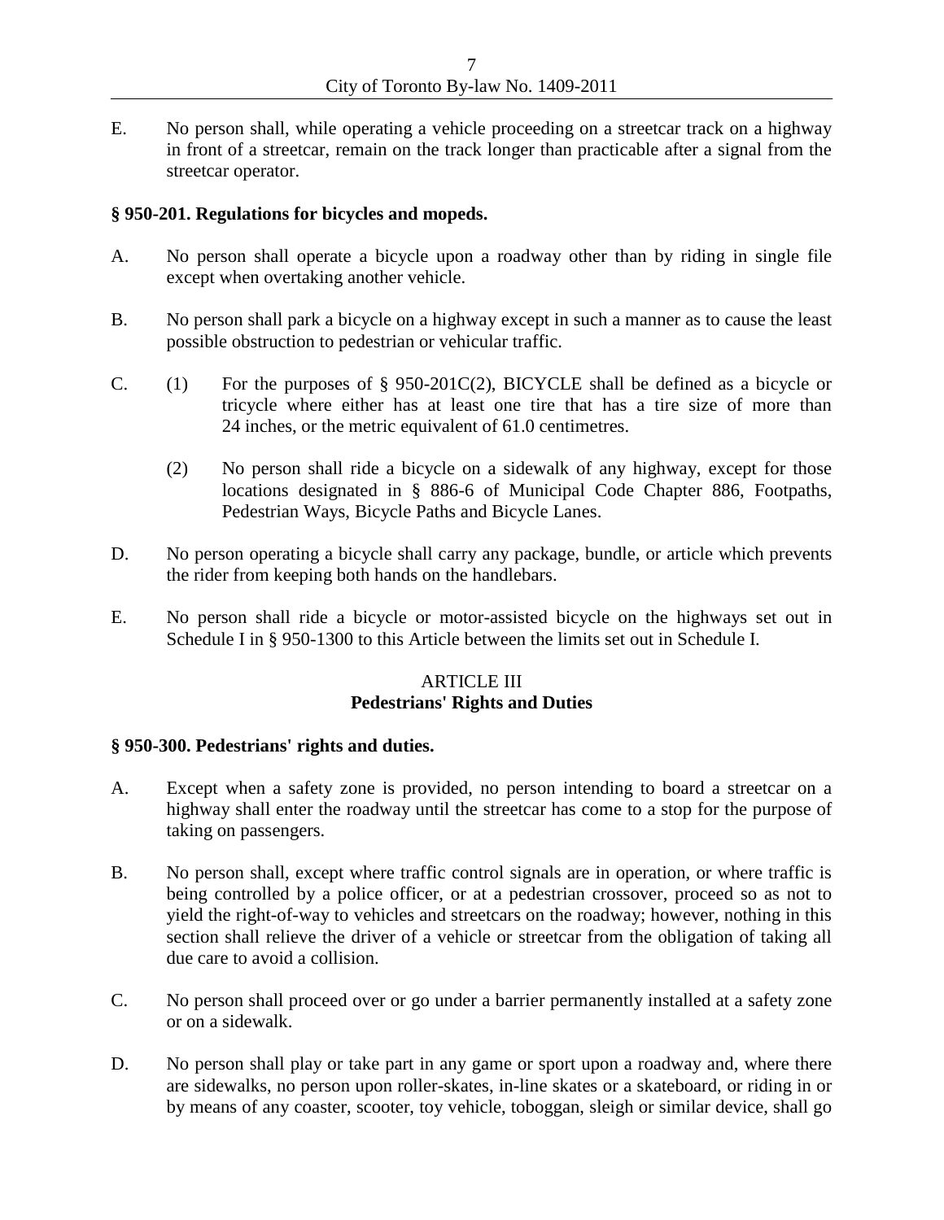E. No person shall, while operating a vehicle proceeding on a streetcar track on a highway in front of a streetcar, remain on the track longer than practicable after a signal from the streetcar operator.

**§ 950-201. Regulations for bicycles and mopeds.**

A. No person shall operate a bicycle upon a roadway other than by riding in single file except when overtaking another vehicle.

B. No person shall park a bicycle on a highway except in such a manner as to cause the least possible obstruction to pedestrian or vehicular traffic.

C. (1) For the purposes of § 950-201C(2), BICYCLE shall be defined as a bicycle or tricycle where either has at least one tire that has a tire size of more than 24 inches, or the metric equivalent of 61.0 centimetres.

(2) No person shall ride a bicycle on a sidewalk of any highway, except for those locations designated in § 886-6 of Municipal Code Chapter 886, Footpaths, Pedestrian Ways, Bicycle Paths and Bicycle Lanes.

D. No person operating a bicycle shall carry any package, bundle, or article which prevents the rider from keeping both hands on the handlebars.

E. No person shall ride a bicycle or motor-assisted bicycle on the highways set out in Schedule I in § 950-1300 to this Article between the limits set out in Schedule I.

## ARTICLE III
## Pedestrians' Rights and Duties

**§ 950-300. Pedestrians' rights and duties.**

A. Except when a safety zone is provided, no person intending to board a streetcar on a highway shall enter the roadway until the streetcar has come to a stop for the purpose of taking on passengers.

B. No person shall, except where traffic control signals are in operation, or where traffic is being controlled by a police officer, or at a pedestrian crossover, proceed so as not to yield the right-of-way to vehicles and streetcars on the roadway; however, nothing in this section shall relieve the driver of a vehicle or streetcar from the obligation of taking all due care to avoid a collision.

C. No person shall proceed over or go under a barrier permanently installed at a safety zone or on a sidewalk.

D. No person shall play or take part in any game or sport upon a roadway and, where there are sidewalks, no person upon roller-skates, in-line skates or a skateboard, or riding in or by means of any coaster, scooter, toy vehicle, toboggan, sleigh or similar device, shall go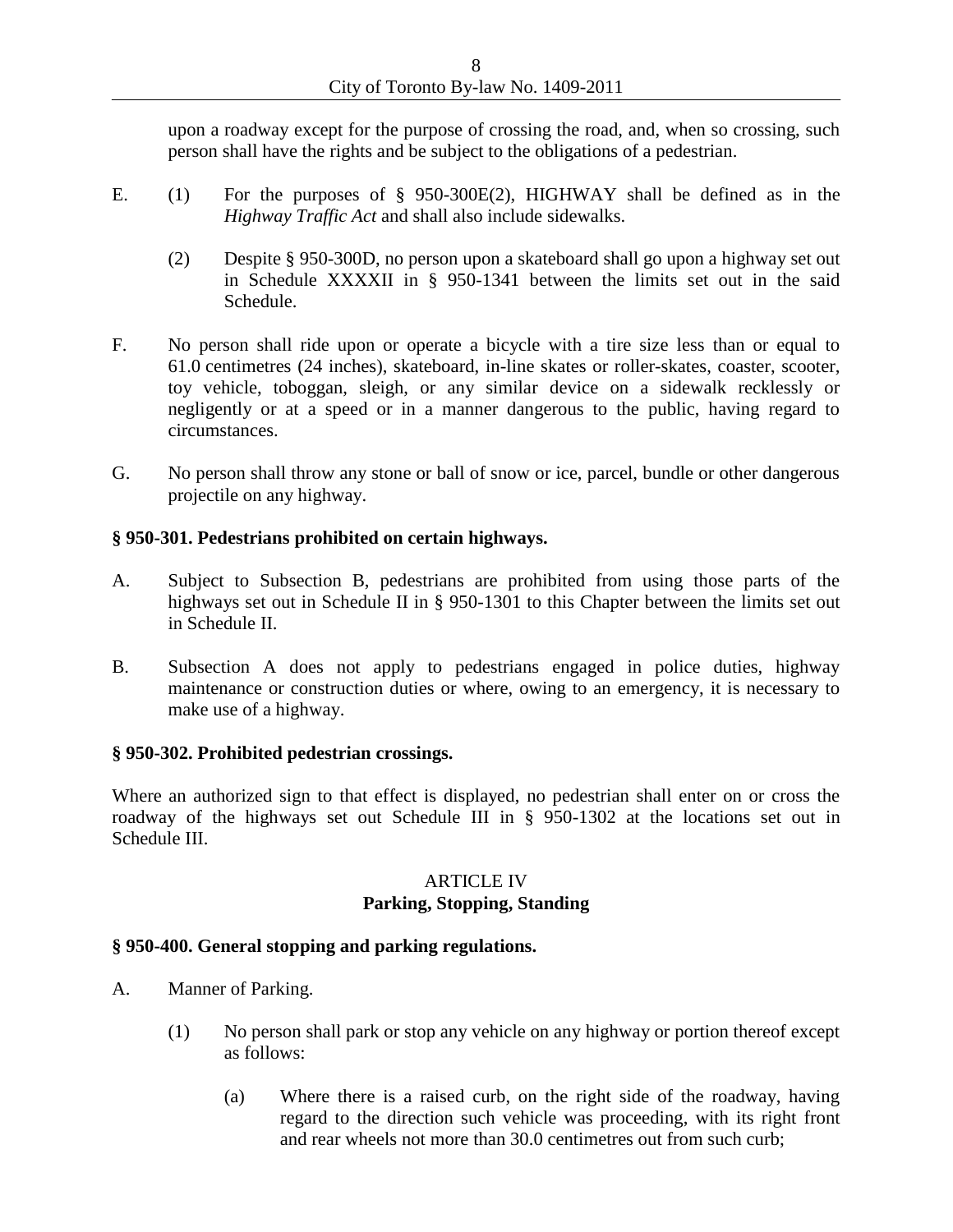upon a roadway except for the purpose of crossing the road, and, when so crossing, such person shall have the rights and be subject to the obligations of a pedestrian.

E. (1) For the purposes of § 950-300E(2), HIGHWAY shall be defined as in the *Highway Traffic Act* and shall also include sidewalks.

(2) Despite § 950-300D, no person upon a skateboard shall go upon a highway set out in Schedule XXXXII in § 950-1341 between the limits set out in the said Schedule.

F. No person shall ride upon or operate a bicycle with a tire size less than or equal to 61.0 centimetres (24 inches), skateboard, in-line skates or roller-skates, coaster, scooter, toy vehicle, toboggan, sleigh, or any similar device on a sidewalk recklessly or negligently or at a speed or in a manner dangerous to the public, having regard to circumstances.

G. No person shall throw any stone or ball of snow or ice, parcel, bundle or other dangerous projectile on any highway.

**§ 950-301. Pedestrians prohibited on certain highways.**

A. Subject to Subsection B, pedestrians are prohibited from using those parts of the highways set out in Schedule II in § 950-1301 to this Chapter between the limits set out in Schedule II.

B. Subsection A does not apply to pedestrians engaged in police duties, highway maintenance or construction duties or where, owing to an emergency, it is necessary to make use of a highway.

**§ 950-302. Prohibited pedestrian crossings.**

Where an authorized sign to that effect is displayed, no pedestrian shall enter on or cross the roadway of the highways set out Schedule III in § 950-1302 at the locations set out in Schedule III.

## ARTICLE IV
## Parking, Stopping, Standing

**§ 950-400. General stopping and parking regulations.**

A. Manner of Parking.

(1) No person shall park or stop any vehicle on any highway or portion thereof except as follows:

(a) Where there is a raised curb, on the right side of the roadway, having regard to the direction such vehicle was proceeding, with its right front and rear wheels not more than 30.0 centimetres out from such curb;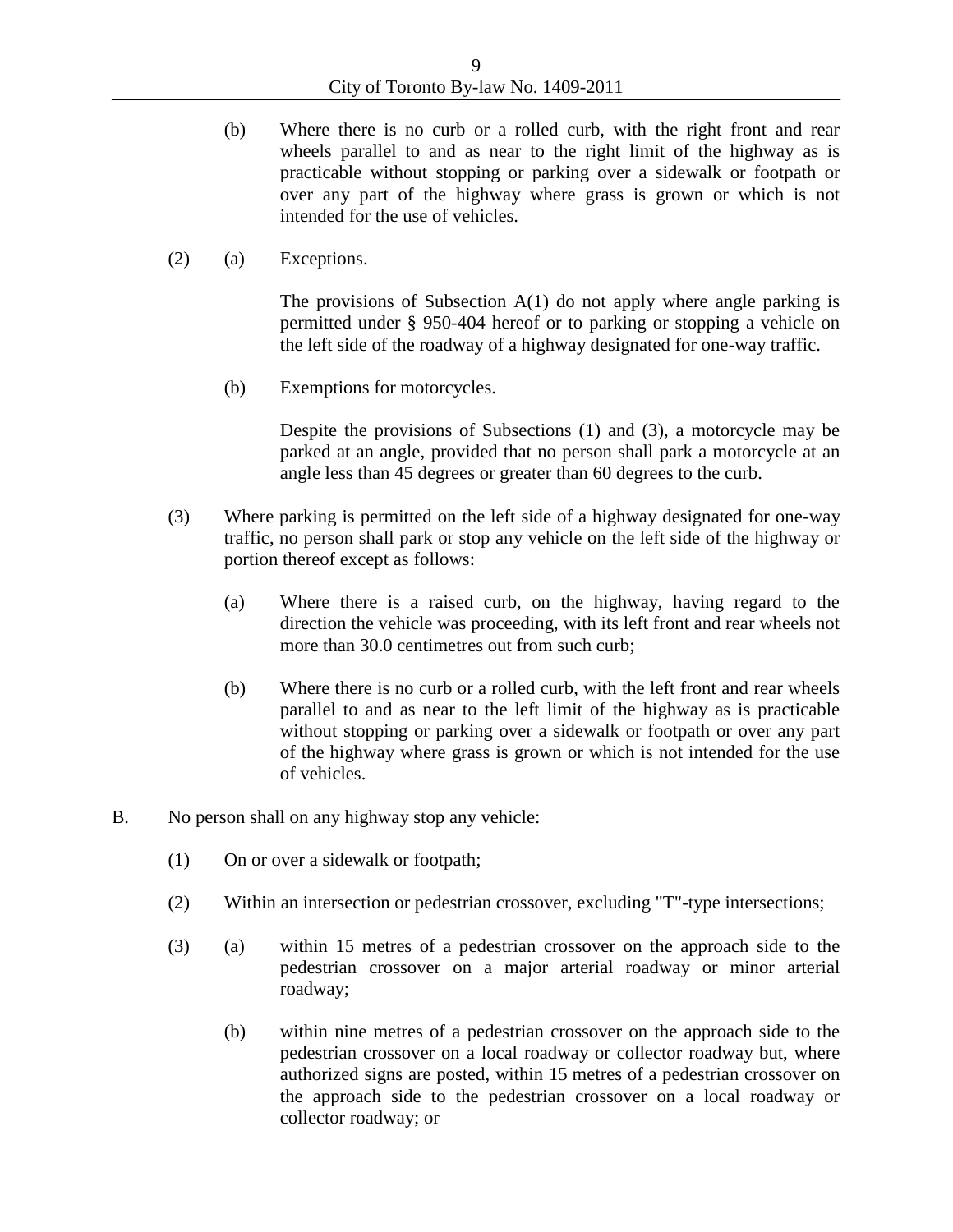(b) Where there is no curb or a rolled curb, with the right front and rear wheels parallel to and as near to the right limit of the highway as is practicable without stopping or parking over a sidewalk or footpath or over any part of the highway where grass is grown or which is not intended for the use of vehicles.

(2) (a) Exceptions.

The provisions of Subsection A(1) do not apply where angle parking is permitted under § 950-404 hereof or to parking or stopping a vehicle on the left side of the roadway of a highway designated for one-way traffic.

(b) Exemptions for motorcycles.

Despite the provisions of Subsections (1) and (3), a motorcycle may be parked at an angle, provided that no person shall park a motorcycle at an angle less than 45 degrees or greater than 60 degrees to the curb.

(3) Where parking is permitted on the left side of a highway designated for one-way traffic, no person shall park or stop any vehicle on the left side of the highway or portion thereof except as follows:

(a) Where there is a raised curb, on the highway, having regard to the direction the vehicle was proceeding, with its left front and rear wheels not more than 30.0 centimetres out from such curb;

(b) Where there is no curb or a rolled curb, with the left front and rear wheels parallel to and as near to the left limit of the highway as is practicable without stopping or parking over a sidewalk or footpath or over any part of the highway where grass is grown or which is not intended for the use of vehicles.

B. No person shall on any highway stop any vehicle:

(1) On or over a sidewalk or footpath;

(2) Within an intersection or pedestrian crossover, excluding "T"-type intersections;

(3) (a) within 15 metres of a pedestrian crossover on the approach side to the pedestrian crossover on a major arterial roadway or minor arterial roadway;

(b) within nine metres of a pedestrian crossover on the approach side to the pedestrian crossover on a local roadway or collector roadway but, where authorized signs are posted, within 15 metres of a pedestrian crossover on the approach side to the pedestrian crossover on a local roadway or collector roadway; or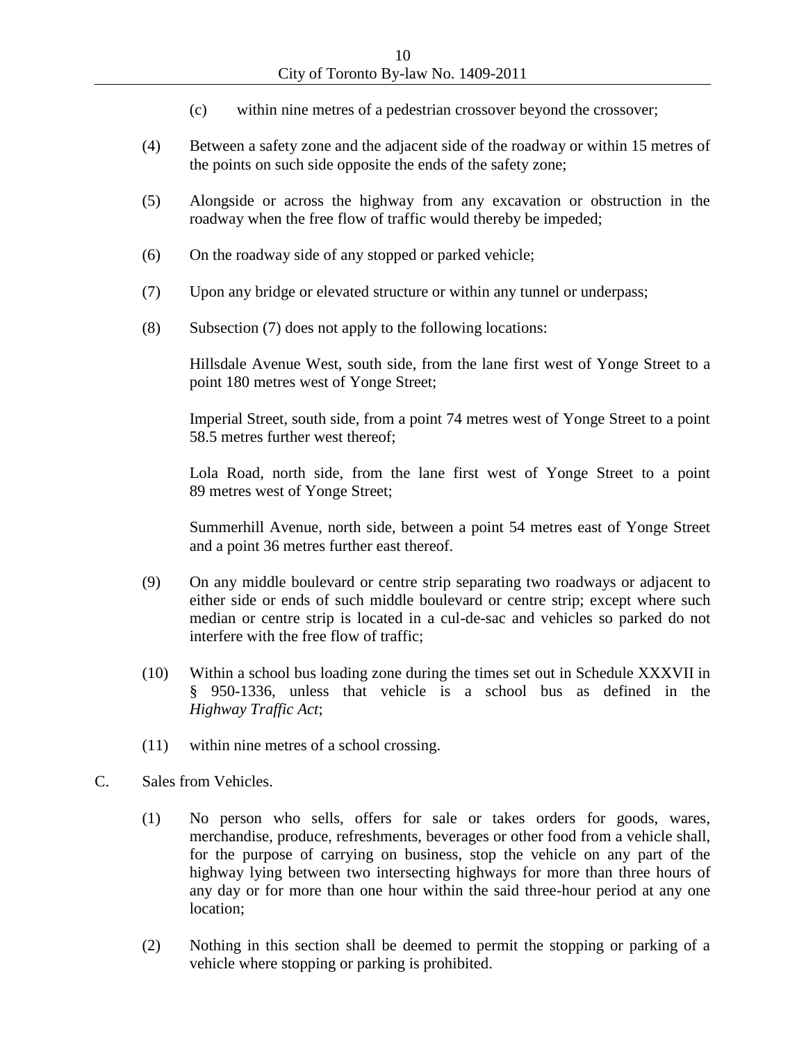(c) within nine metres of a pedestrian crossover beyond the crossover;

(4) Between a safety zone and the adjacent side of the roadway or within 15 metres of the points on such side opposite the ends of the safety zone;

(5) Alongside or across the highway from any excavation or obstruction in the roadway when the free flow of traffic would thereby be impeded;

(6) On the roadway side of any stopped or parked vehicle;

(7) Upon any bridge or elevated structure or within any tunnel or underpass;

(8) Subsection (7) does not apply to the following locations:

Hillsdale Avenue West, south side, from the lane first west of Yonge Street to a point 180 metres west of Yonge Street;

Imperial Street, south side, from a point 74 metres west of Yonge Street to a point 58.5 metres further west thereof;

Lola Road, north side, from the lane first west of Yonge Street to a point 89 metres west of Yonge Street;

Summerhill Avenue, north side, between a point 54 metres east of Yonge Street and a point 36 metres further east thereof.

(9) On any middle boulevard or centre strip separating two roadways or adjacent to either side or ends of such middle boulevard or centre strip; except where such median or centre strip is located in a cul-de-sac and vehicles so parked do not interfere with the free flow of traffic;

(10) Within a school bus loading zone during the times set out in Schedule XXXVII in § 950-1336, unless that vehicle is a school bus as defined in the *Highway Traffic Act*;

(11) within nine metres of a school crossing.

C. Sales from Vehicles.

(1) No person who sells, offers for sale or takes orders for goods, wares, merchandise, produce, refreshments, beverages or other food from a vehicle shall, for the purpose of carrying on business, stop the vehicle on any part of the highway lying between two intersecting highways for more than three hours of any day or for more than one hour within the said three-hour period at any one location;

(2) Nothing in this section shall be deemed to permit the stopping or parking of a vehicle where stopping or parking is prohibited.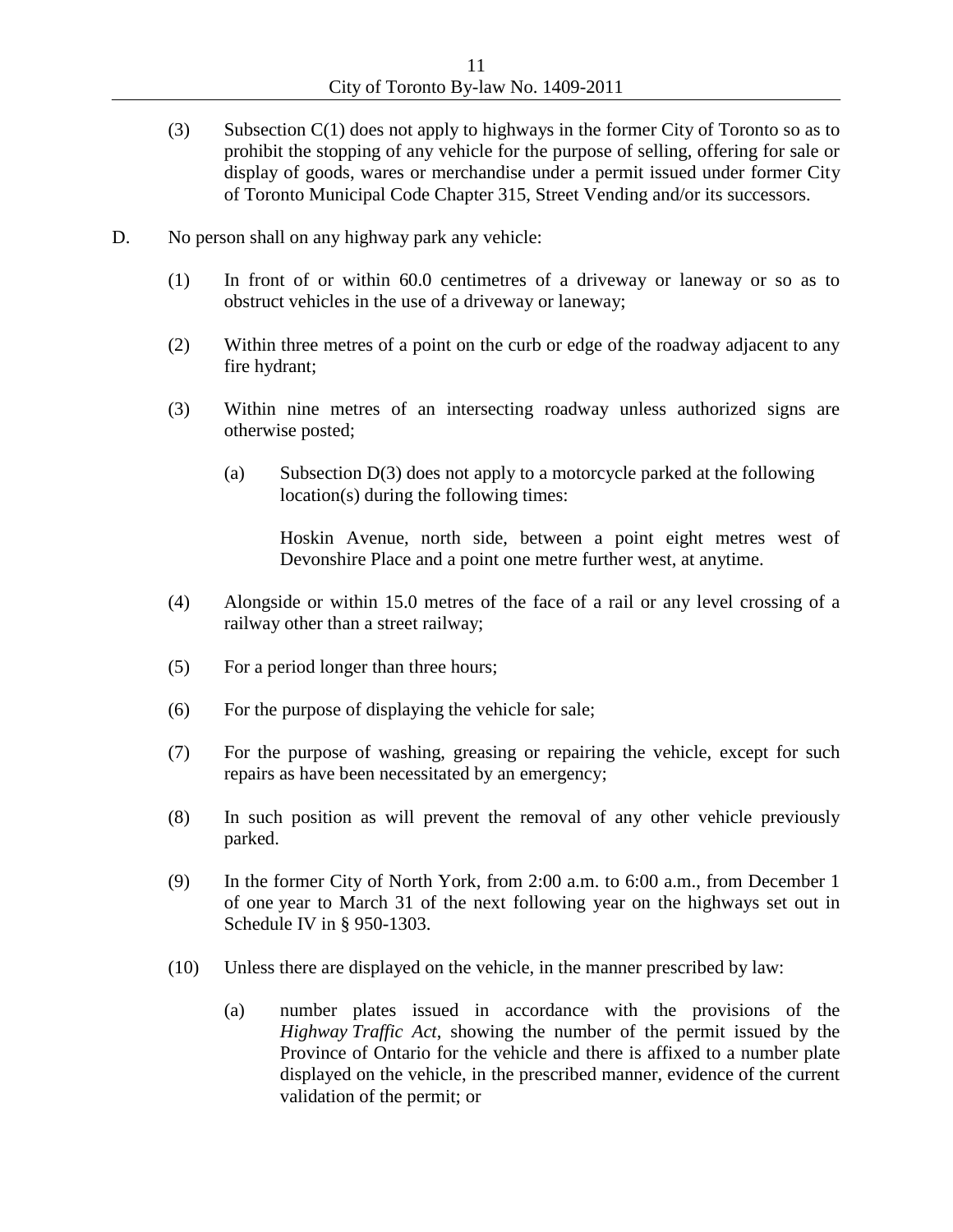(3) Subsection C(1) does not apply to highways in the former City of Toronto so as to prohibit the stopping of any vehicle for the purpose of selling, offering for sale or display of goods, wares or merchandise under a permit issued under former City of Toronto Municipal Code Chapter 315, Street Vending and/or its successors.

D. No person shall on any highway park any vehicle:

(1) In front of or within 60.0 centimetres of a driveway or laneway or so as to obstruct vehicles in the use of a driveway or laneway;

(2) Within three metres of a point on the curb or edge of the roadway adjacent to any fire hydrant;

(3) Within nine metres of an intersecting roadway unless authorized signs are otherwise posted;

(a) Subsection D(3) does not apply to a motorcycle parked at the following location(s) during the following times:

Hoskin Avenue, north side, between a point eight metres west of Devonshire Place and a point one metre further west, at anytime.

(4) Alongside or within 15.0 metres of the face of a rail or any level crossing of a railway other than a street railway;

(5) For a period longer than three hours;

(6) For the purpose of displaying the vehicle for sale;

(7) For the purpose of washing, greasing or repairing the vehicle, except for such repairs as have been necessitated by an emergency;

(8) In such position as will prevent the removal of any other vehicle previously parked.

(9) In the former City of North York, from 2:00 a.m. to 6:00 a.m., from December 1 of one year to March 31 of the next following year on the highways set out in Schedule IV in § 950-1303.

(10) Unless there are displayed on the vehicle, in the manner prescribed by law:

(a) number plates issued in accordance with the provisions of the *Highway Traffic Act*, showing the number of the permit issued by the Province of Ontario for the vehicle and there is affixed to a number plate displayed on the vehicle, in the prescribed manner, evidence of the current validation of the permit; or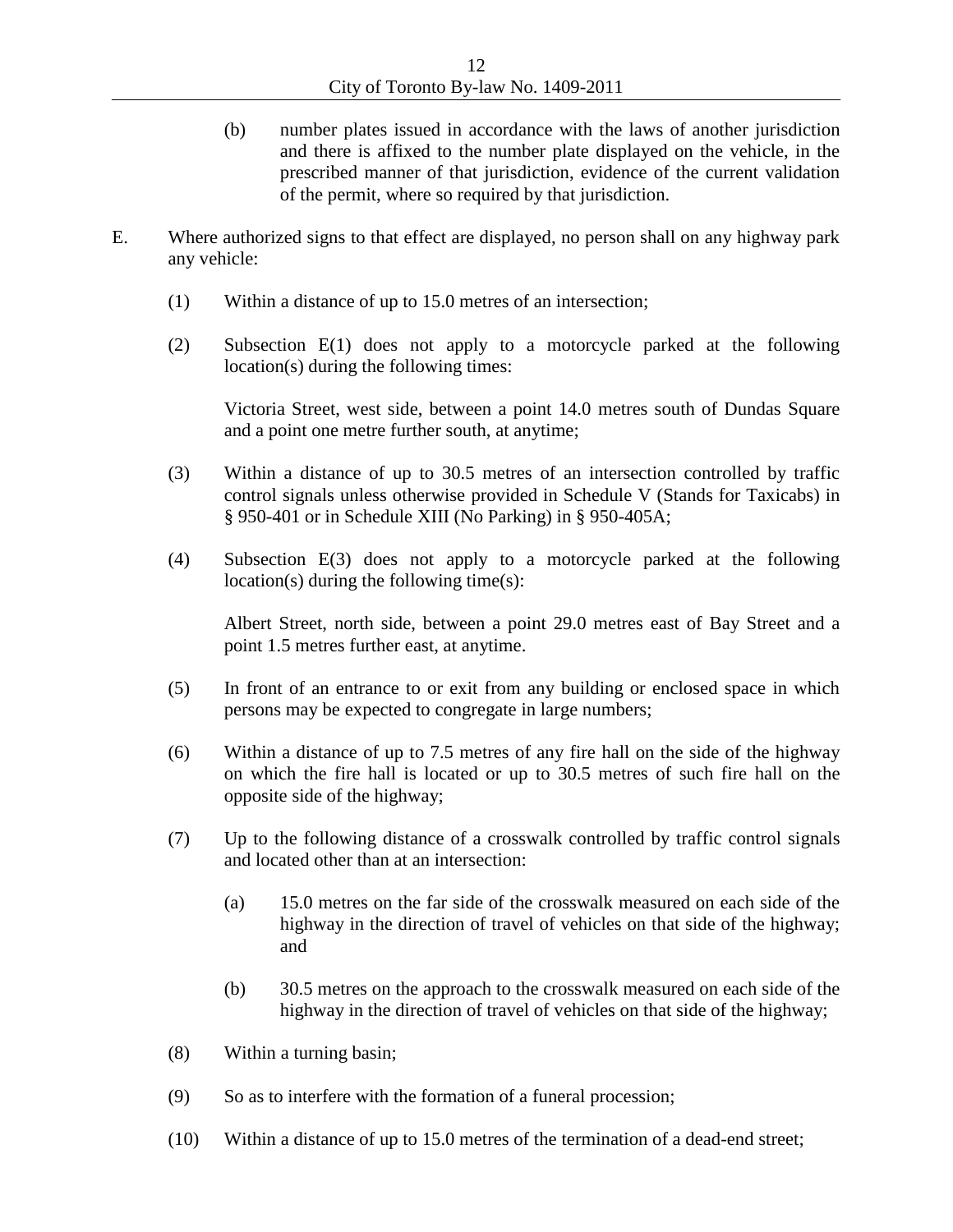(b) number plates issued in accordance with the laws of another jurisdiction and there is affixed to the number plate displayed on the vehicle, in the prescribed manner of that jurisdiction, evidence of the current validation of the permit, where so required by that jurisdiction.

E. Where authorized signs to that effect are displayed, no person shall on any highway park any vehicle:

(1) Within a distance of up to 15.0 metres of an intersection;

(2) Subsection E(1) does not apply to a motorcycle parked at the following location(s) during the following times:

Victoria Street, west side, between a point 14.0 metres south of Dundas Square and a point one metre further south, at anytime;

(3) Within a distance of up to 30.5 metres of an intersection controlled by traffic control signals unless otherwise provided in Schedule V (Stands for Taxicabs) in § 950-401 or in Schedule XIII (No Parking) in § 950-405A;

(4) Subsection E(3) does not apply to a motorcycle parked at the following location(s) during the following time(s):

Albert Street, north side, between a point 29.0 metres east of Bay Street and a point 1.5 metres further east, at anytime.

(5) In front of an entrance to or exit from any building or enclosed space in which persons may be expected to congregate in large numbers;

(6) Within a distance of up to 7.5 metres of any fire hall on the side of the highway on which the fire hall is located or up to 30.5 metres of such fire hall on the opposite side of the highway;

(7) Up to the following distance of a crosswalk controlled by traffic control signals and located other than at an intersection:

(a) 15.0 metres on the far side of the crosswalk measured on each side of the highway in the direction of travel of vehicles on that side of the highway; and

(b) 30.5 metres on the approach to the crosswalk measured on each side of the highway in the direction of travel of vehicles on that side of the highway;

(8) Within a turning basin;

(9) So as to interfere with the formation of a funeral procession;

(10) Within a distance of up to 15.0 metres of the termination of a dead-end street;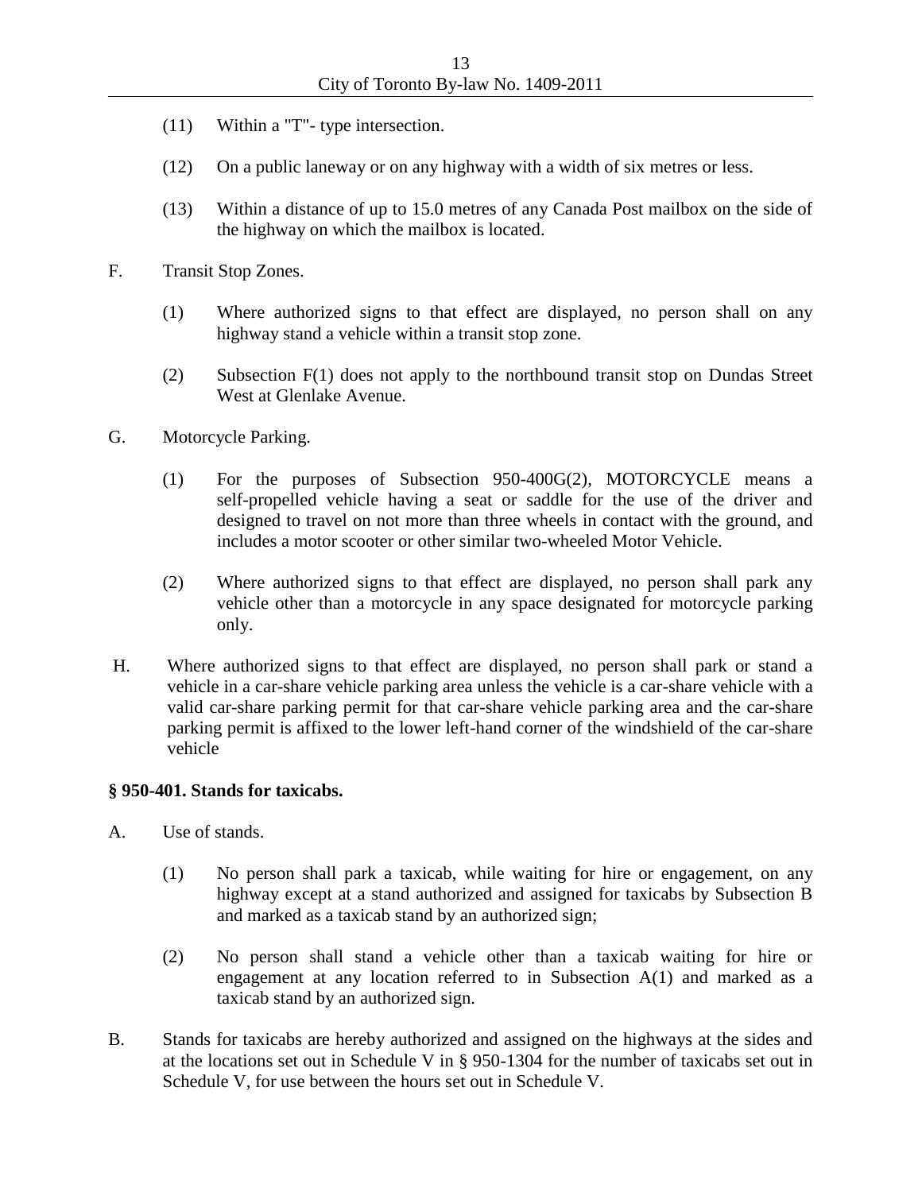(11) Within a "T"- type intersection.

(12) On a public laneway or on any highway with a width of six metres or less.

(13) Within a distance of up to 15.0 metres of any Canada Post mailbox on the side of the highway on which the mailbox is located.

F. Transit Stop Zones.

(1) Where authorized signs to that effect are displayed, no person shall on any highway stand a vehicle within a transit stop zone.

(2) Subsection F(1) does not apply to the northbound transit stop on Dundas Street West at Glenlake Avenue.

G. Motorcycle Parking.

(1) For the purposes of Subsection 950-400G(2), MOTORCYCLE means a self-propelled vehicle having a seat or saddle for the use of the driver and designed to travel on not more than three wheels in contact with the ground, and includes a motor scooter or other similar two-wheeled Motor Vehicle.

(2) Where authorized signs to that effect are displayed, no person shall park any vehicle other than a motorcycle in any space designated for motorcycle parking only.

H. Where authorized signs to that effect are displayed, no person shall park or stand a vehicle in a car-share vehicle parking area unless the vehicle is a car-share vehicle with a valid car-share parking permit for that car-share vehicle parking area and the car-share parking permit is affixed to the lower left-hand corner of the windshield of the car-share vehicle

**§ 950-401. Stands for taxicabs.**

A. Use of stands.

(1) No person shall park a taxicab, while waiting for hire or engagement, on any highway except at a stand authorized and assigned for taxicabs by Subsection B and marked as a taxicab stand by an authorized sign;

(2) No person shall stand a vehicle other than a taxicab waiting for hire or engagement at any location referred to in Subsection A(1) and marked as a taxicab stand by an authorized sign.

B. Stands for taxicabs are hereby authorized and assigned on the highways at the sides and at the locations set out in Schedule V in § 950-1304 for the number of taxicabs set out in Schedule V, for use between the hours set out in Schedule V.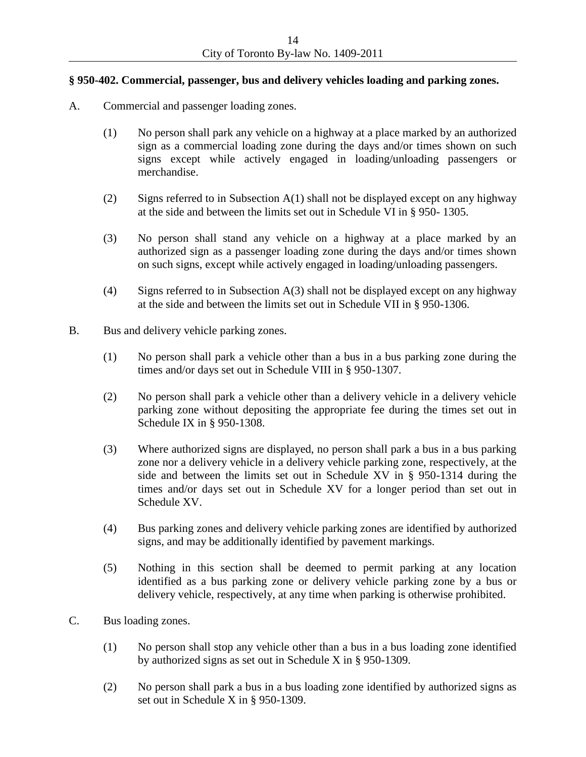## § 950-402. Commercial, passenger, bus and delivery vehicles loading and parking zones.

A. Commercial and passenger loading zones.

(1) No person shall park any vehicle on a highway at a place marked by an authorized sign as a commercial loading zone during the days and/or times shown on such signs except while actively engaged in loading/unloading passengers or merchandise.

(2) Signs referred to in Subsection A(1) shall not be displayed except on any highway at the side and between the limits set out in Schedule VI in § 950- 1305.

(3) No person shall stand any vehicle on a highway at a place marked by an authorized sign as a passenger loading zone during the days and/or times shown on such signs, except while actively engaged in loading/unloading passengers.

(4) Signs referred to in Subsection A(3) shall not be displayed except on any highway at the side and between the limits set out in Schedule VII in § 950-1306.

B. Bus and delivery vehicle parking zones.

(1) No person shall park a vehicle other than a bus in a bus parking zone during the times and/or days set out in Schedule VIII in § 950-1307.

(2) No person shall park a vehicle other than a delivery vehicle in a delivery vehicle parking zone without depositing the appropriate fee during the times set out in Schedule IX in § 950-1308.

(3) Where authorized signs are displayed, no person shall park a bus in a bus parking zone nor a delivery vehicle in a delivery vehicle parking zone, respectively, at the side and between the limits set out in Schedule XV in § 950-1314 during the times and/or days set out in Schedule XV for a longer period than set out in Schedule XV.

(4) Bus parking zones and delivery vehicle parking zones are identified by authorized signs, and may be additionally identified by pavement markings.

(5) Nothing in this section shall be deemed to permit parking at any location identified as a bus parking zone or delivery vehicle parking zone by a bus or delivery vehicle, respectively, at any time when parking is otherwise prohibited.

C. Bus loading zones.

(1) No person shall stop any vehicle other than a bus in a bus loading zone identified by authorized signs as set out in Schedule X in § 950-1309.

(2) No person shall park a bus in a bus loading zone identified by authorized signs as set out in Schedule X in § 950-1309.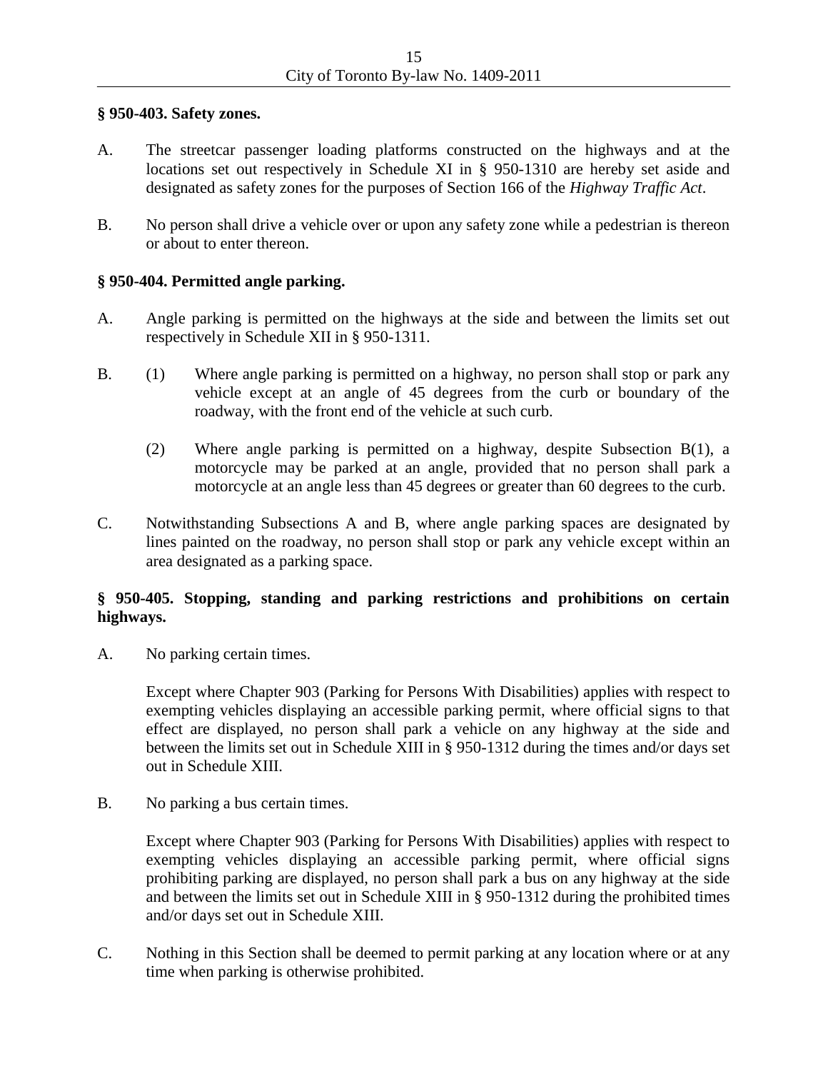**§ 950-403. Safety zones.**

A. The streetcar passenger loading platforms constructed on the highways and at the locations set out respectively in Schedule XI in § 950-1310 are hereby set aside and designated as safety zones for the purposes of Section 166 of the *Highway Traffic Act*.

B. No person shall drive a vehicle over or upon any safety zone while a pedestrian is thereon or about to enter thereon.

**§ 950-404. Permitted angle parking.**

A. Angle parking is permitted on the highways at the side and between the limits set out respectively in Schedule XII in § 950-1311.

B. (1) Where angle parking is permitted on a highway, no person shall stop or park any vehicle except at an angle of 45 degrees from the curb or boundary of the roadway, with the front end of the vehicle at such curb.

   (2) Where angle parking is permitted on a highway, despite Subsection B(1), a motorcycle may be parked at an angle, provided that no person shall park a motorcycle at an angle less than 45 degrees or greater than 60 degrees to the curb.

C. Notwithstanding Subsections A and B, where angle parking spaces are designated by lines painted on the roadway, no person shall stop or park any vehicle except within an area designated as a parking space.

**§ 950-405. Stopping, standing and parking restrictions and prohibitions on certain highways.**

A. No parking certain times.

   Except where Chapter 903 (Parking for Persons With Disabilities) applies with respect to exempting vehicles displaying an accessible parking permit, where official signs to that effect are displayed, no person shall park a vehicle on any highway at the side and between the limits set out in Schedule XIII in § 950-1312 during the times and/or days set out in Schedule XIII.

B. No parking a bus certain times.

   Except where Chapter 903 (Parking for Persons With Disabilities) applies with respect to exempting vehicles displaying an accessible parking permit, where official signs prohibiting parking are displayed, no person shall park a bus on any highway at the side and between the limits set out in Schedule XIII in § 950-1312 during the prohibited times and/or days set out in Schedule XIII.

C. Nothing in this Section shall be deemed to permit parking at any location where or at any time when parking is otherwise prohibited.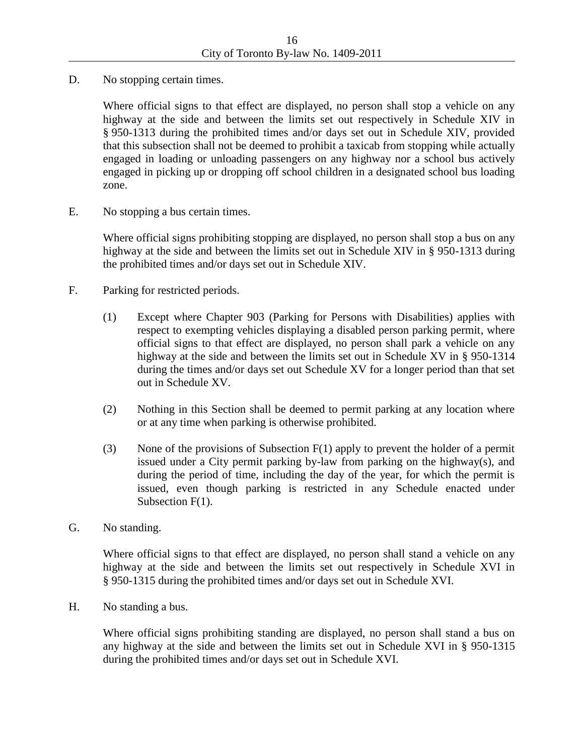D. No stopping certain times.

Where official signs to that effect are displayed, no person shall stop a vehicle on any highway at the side and between the limits set out respectively in Schedule XIV in § 950-1313 during the prohibited times and/or days set out in Schedule XIV, provided that this subsection shall not be deemed to prohibit a taxicab from stopping while actually engaged in loading or unloading passengers on any highway nor a school bus actively engaged in picking up or dropping off school children in a designated school bus loading zone.

E. No stopping a bus certain times.

Where official signs prohibiting stopping are displayed, no person shall stop a bus on any highway at the side and between the limits set out in Schedule XIV in § 950-1313 during the prohibited times and/or days set out in Schedule XIV.

F. Parking for restricted periods.

(1) Except where Chapter 903 (Parking for Persons with Disabilities) applies with respect to exempting vehicles displaying a disabled person parking permit, where official signs to that effect are displayed, no person shall park a vehicle on any highway at the side and between the limits set out in Schedule XV in § 950-1314 during the times and/or days set out Schedule XV for a longer period than that set out in Schedule XV.

(2) Nothing in this Section shall be deemed to permit parking at any location where or at any time when parking is otherwise prohibited.

(3) None of the provisions of Subsection F(1) apply to prevent the holder of a permit issued under a City permit parking by-law from parking on the highway(s), and during the period of time, including the day of the year, for which the permit is issued, even though parking is restricted in any Schedule enacted under Subsection F(1).

G. No standing.

Where official signs to that effect are displayed, no person shall stand a vehicle on any highway at the side and between the limits set out respectively in Schedule XVI in § 950-1315 during the prohibited times and/or days set out in Schedule XVI.

H. No standing a bus.

Where official signs prohibiting standing are displayed, no person shall stand a bus on any highway at the side and between the limits set out in Schedule XVI in § 950-1315 during the prohibited times and/or days set out in Schedule XVI.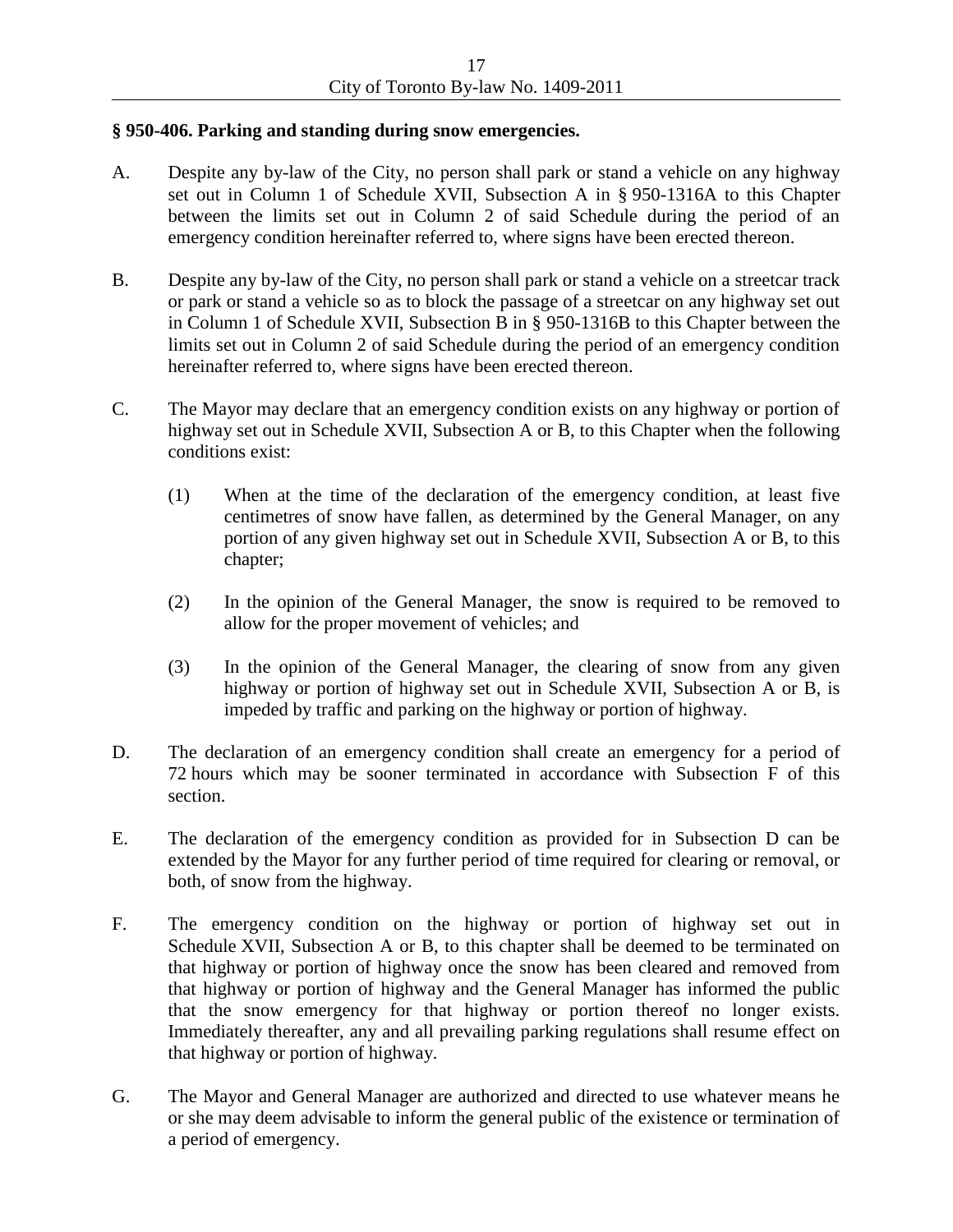**§ 950-406. Parking and standing during snow emergencies.**

A. Despite any by-law of the City, no person shall park or stand a vehicle on any highway set out in Column 1 of Schedule XVII, Subsection A in § 950-1316A to this Chapter between the limits set out in Column 2 of said Schedule during the period of an emergency condition hereinafter referred to, where signs have been erected thereon.

B. Despite any by-law of the City, no person shall park or stand a vehicle on a streetcar track or park or stand a vehicle so as to block the passage of a streetcar on any highway set out in Column 1 of Schedule XVII, Subsection B in § 950-1316B to this Chapter between the limits set out in Column 2 of said Schedule during the period of an emergency condition hereinafter referred to, where signs have been erected thereon.

C. The Mayor may declare that an emergency condition exists on any highway or portion of highway set out in Schedule XVII, Subsection A or B, to this Chapter when the following conditions exist:

   (1) When at the time of the declaration of the emergency condition, at least five centimetres of snow have fallen, as determined by the General Manager, on any portion of any given highway set out in Schedule XVII, Subsection A or B, to this chapter;

   (2) In the opinion of the General Manager, the snow is required to be removed to allow for the proper movement of vehicles; and

   (3) In the opinion of the General Manager, the clearing of snow from any given highway or portion of highway set out in Schedule XVII, Subsection A or B, is impeded by traffic and parking on the highway or portion of highway.

D. The declaration of an emergency condition shall create an emergency for a period of 72 hours which may be sooner terminated in accordance with Subsection F of this section.

E. The declaration of the emergency condition as provided for in Subsection D can be extended by the Mayor for any further period of time required for clearing or removal, or both, of snow from the highway.

F. The emergency condition on the highway or portion of highway set out in Schedule XVII, Subsection A or B, to this chapter shall be deemed to be terminated on that highway or portion of highway once the snow has been cleared and removed from that highway or portion of highway and the General Manager has informed the public that the snow emergency for that highway or portion thereof no longer exists. Immediately thereafter, any and all prevailing parking regulations shall resume effect on that highway or portion of highway.

G. The Mayor and General Manager are authorized and directed to use whatever means he or she may deem advisable to inform the general public of the existence or termination of a period of emergency.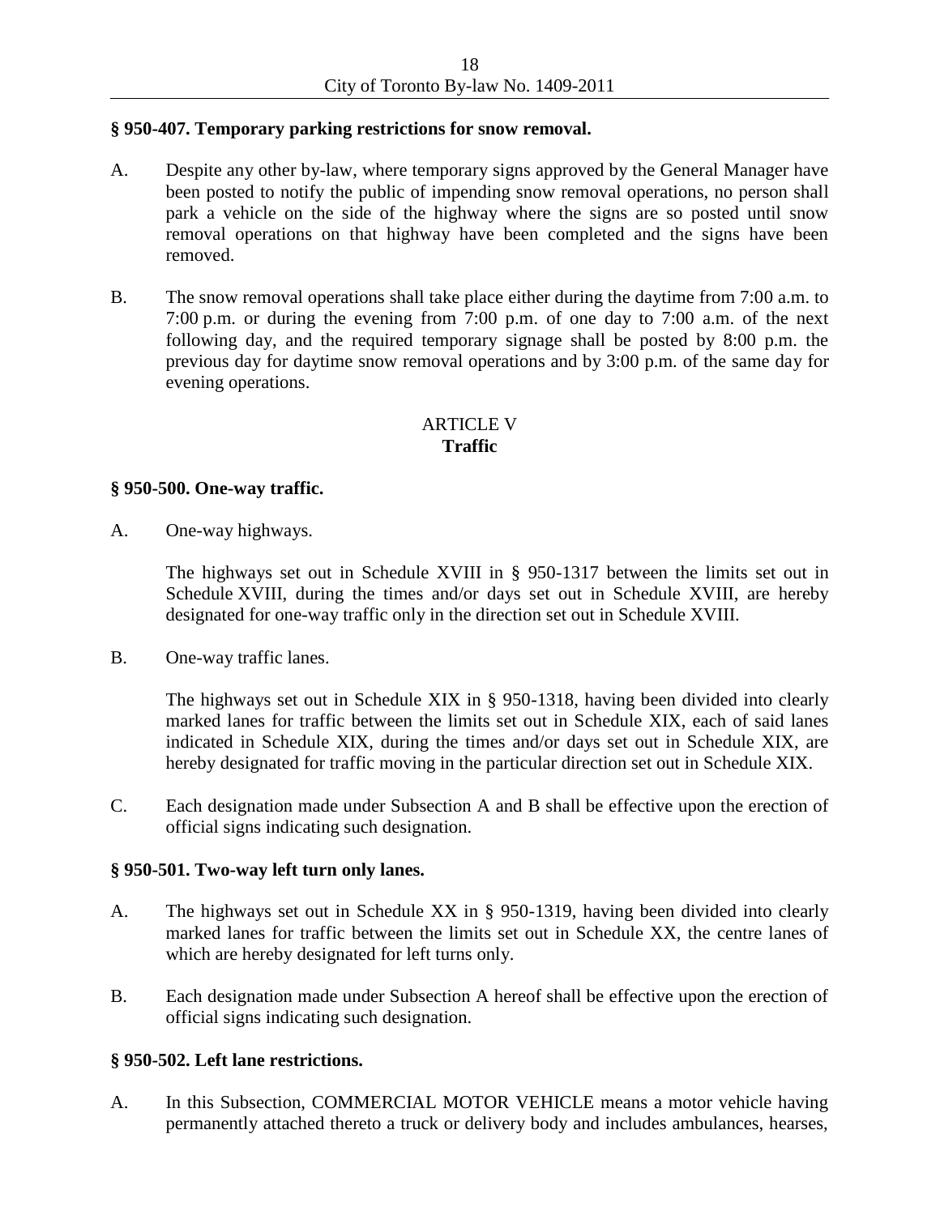**§ 950-407. Temporary parking restrictions for snow removal.**

A. Despite any other by-law, where temporary signs approved by the General Manager have been posted to notify the public of impending snow removal operations, no person shall park a vehicle on the side of the highway where the signs are so posted until snow removal operations on that highway have been completed and the signs have been removed.

B. The snow removal operations shall take place either during the daytime from 7:00 a.m. to 7:00 p.m. or during the evening from 7:00 p.m. of one day to 7:00 a.m. of the next following day, and the required temporary signage shall be posted by 8:00 p.m. the previous day for daytime snow removal operations and by 3:00 p.m. of the same day for evening operations.

## ARTICLE V
## Traffic

**§ 950-500. One-way traffic.**

A. One-way highways.

The highways set out in Schedule XVIII in § 950-1317 between the limits set out in Schedule XVIII, during the times and/or days set out in Schedule XVIII, are hereby designated for one-way traffic only in the direction set out in Schedule XVIII.

B. One-way traffic lanes.

The highways set out in Schedule XIX in § 950-1318, having been divided into clearly marked lanes for traffic between the limits set out in Schedule XIX, each of said lanes indicated in Schedule XIX, during the times and/or days set out in Schedule XIX, are hereby designated for traffic moving in the particular direction set out in Schedule XIX.

C. Each designation made under Subsection A and B shall be effective upon the erection of official signs indicating such designation.

**§ 950-501. Two-way left turn only lanes.**

A. The highways set out in Schedule XX in § 950-1319, having been divided into clearly marked lanes for traffic between the limits set out in Schedule XX, the centre lanes of which are hereby designated for left turns only.

B. Each designation made under Subsection A hereof shall be effective upon the erection of official signs indicating such designation.

**§ 950-502. Left lane restrictions.**

A. In this Subsection, COMMERCIAL MOTOR VEHICLE means a motor vehicle having permanently attached thereto a truck or delivery body and includes ambulances, hearses,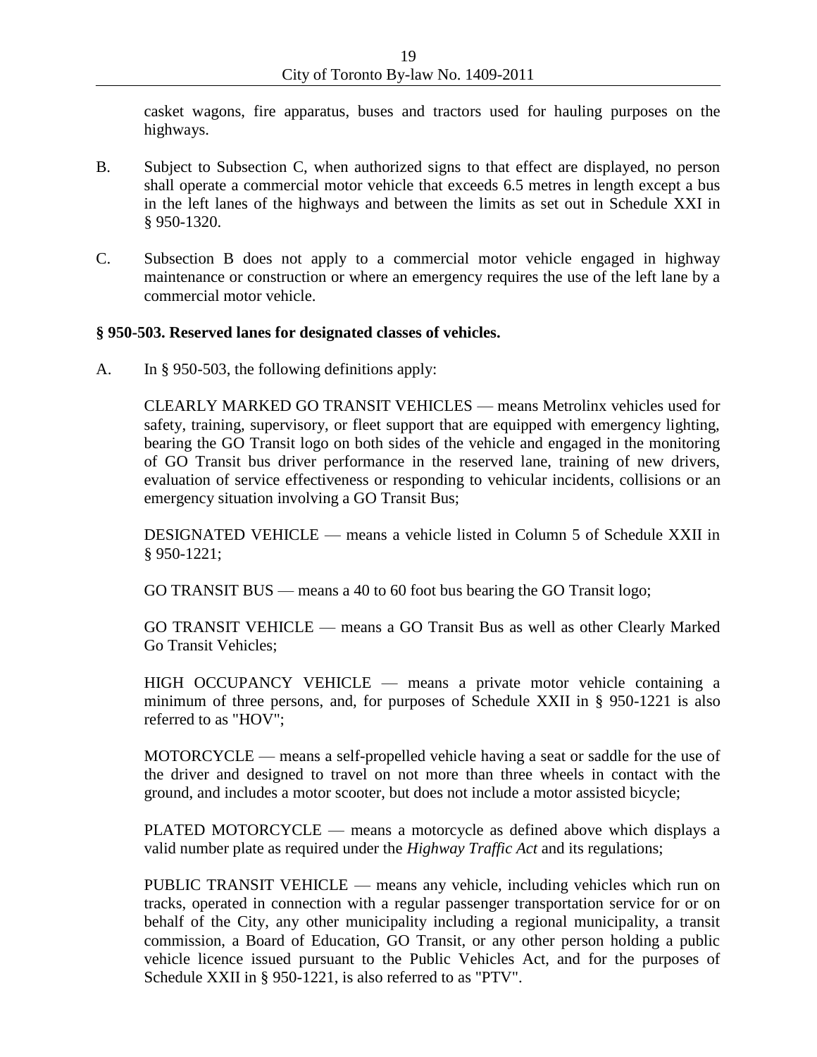casket wagons, fire apparatus, buses and tractors used for hauling purposes on the highways.

B. Subject to Subsection C, when authorized signs to that effect are displayed, no person shall operate a commercial motor vehicle that exceeds 6.5 metres in length except a bus in the left lanes of the highways and between the limits as set out in Schedule XXI in § 950-1320.

C. Subsection B does not apply to a commercial motor vehicle engaged in highway maintenance or construction or where an emergency requires the use of the left lane by a commercial motor vehicle.

**§ 950-503. Reserved lanes for designated classes of vehicles.**

A. In § 950-503, the following definitions apply:

CLEARLY MARKED GO TRANSIT VEHICLES — means Metrolinx vehicles used for safety, training, supervisory, or fleet support that are equipped with emergency lighting, bearing the GO Transit logo on both sides of the vehicle and engaged in the monitoring of GO Transit bus driver performance in the reserved lane, training of new drivers, evaluation of service effectiveness or responding to vehicular incidents, collisions or an emergency situation involving a GO Transit Bus;

DESIGNATED VEHICLE — means a vehicle listed in Column 5 of Schedule XXII in § 950-1221;

GO TRANSIT BUS — means a 40 to 60 foot bus bearing the GO Transit logo;

GO TRANSIT VEHICLE — means a GO Transit Bus as well as other Clearly Marked Go Transit Vehicles;

HIGH OCCUPANCY VEHICLE — means a private motor vehicle containing a minimum of three persons, and, for purposes of Schedule XXII in § 950-1221 is also referred to as "HOV";

MOTORCYCLE — means a self-propelled vehicle having a seat or saddle for the use of the driver and designed to travel on not more than three wheels in contact with the ground, and includes a motor scooter, but does not include a motor assisted bicycle;

PLATED MOTORCYCLE — means a motorcycle as defined above which displays a valid number plate as required under the *Highway Traffic Act* and its regulations;

PUBLIC TRANSIT VEHICLE — means any vehicle, including vehicles which run on tracks, operated in connection with a regular passenger transportation service for or on behalf of the City, any other municipality including a regional municipality, a transit commission, a Board of Education, GO Transit, or any other person holding a public vehicle licence issued pursuant to the Public Vehicles Act, and for the purposes of Schedule XXII in § 950-1221, is also referred to as "PTV".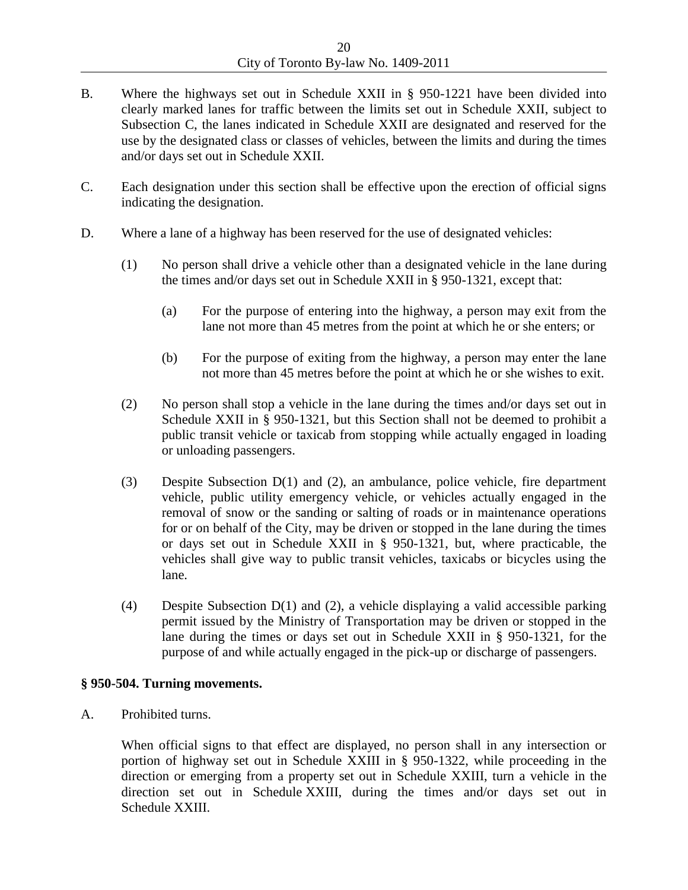B. Where the highways set out in Schedule XXII in § 950-1221 have been divided into clearly marked lanes for traffic between the limits set out in Schedule XXII, subject to Subsection C, the lanes indicated in Schedule XXII are designated and reserved for the use by the designated class or classes of vehicles, between the limits and during the times and/or days set out in Schedule XXII.

C. Each designation under this section shall be effective upon the erection of official signs indicating the designation.

D. Where a lane of a highway has been reserved for the use of designated vehicles:

   (1) No person shall drive a vehicle other than a designated vehicle in the lane during the times and/or days set out in Schedule XXII in § 950-1321, except that:

      (a) For the purpose of entering into the highway, a person may exit from the lane not more than 45 metres from the point at which he or she enters; or

      (b) For the purpose of exiting from the highway, a person may enter the lane not more than 45 metres before the point at which he or she wishes to exit.

   (2) No person shall stop a vehicle in the lane during the times and/or days set out in Schedule XXII in § 950-1321, but this Section shall not be deemed to prohibit a public transit vehicle or taxicab from stopping while actually engaged in loading or unloading passengers.

   (3) Despite Subsection D(1) and (2), an ambulance, police vehicle, fire department vehicle, public utility emergency vehicle, or vehicles actually engaged in the removal of snow or the sanding or salting of roads or in maintenance operations for or on behalf of the City, may be driven or stopped in the lane during the times or days set out in Schedule XXII in § 950-1321, but, where practicable, the vehicles shall give way to public transit vehicles, taxicabs or bicycles using the lane.

   (4) Despite Subsection D(1) and (2), a vehicle displaying a valid accessible parking permit issued by the Ministry of Transportation may be driven or stopped in the lane during the times or days set out in Schedule XXII in § 950-1321, for the purpose of and while actually engaged in the pick-up or discharge of passengers.

**§ 950-504. Turning movements.**

A. Prohibited turns.

   When official signs to that effect are displayed, no person shall in any intersection or portion of highway set out in Schedule XXIII in § 950-1322, while proceeding in the direction or emerging from a property set out in Schedule XXIII, turn a vehicle in the direction set out in Schedule XXIII, during the times and/or days set out in Schedule XXIII.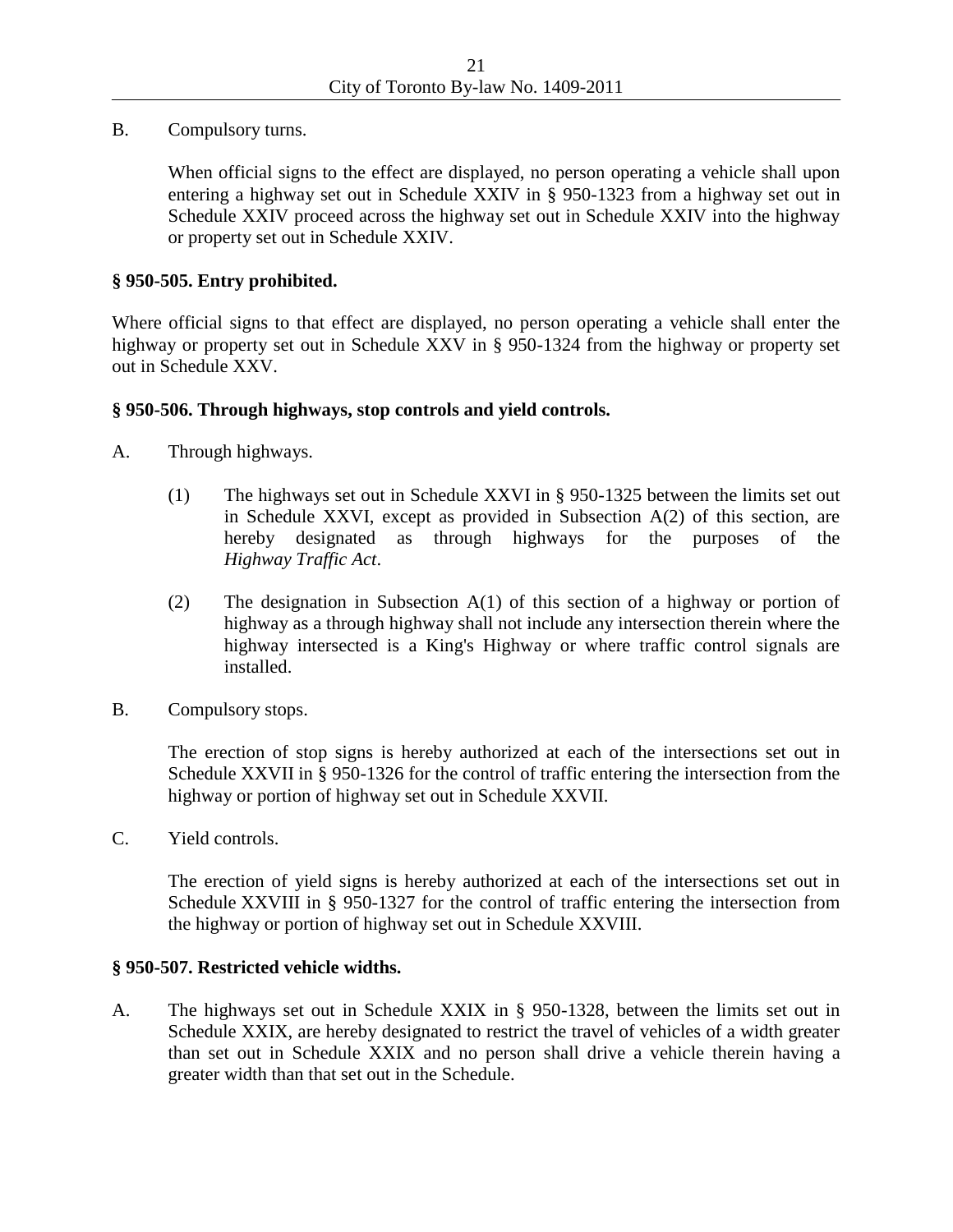B. Compulsory turns.

When official signs to the effect are displayed, no person operating a vehicle shall upon entering a highway set out in Schedule XXIV in § 950-1323 from a highway set out in Schedule XXIV proceed across the highway set out in Schedule XXIV into the highway or property set out in Schedule XXIV.

**§ 950-505. Entry prohibited.**

Where official signs to that effect are displayed, no person operating a vehicle shall enter the highway or property set out in Schedule XXV in § 950-1324 from the highway or property set out in Schedule XXV.

**§ 950-506. Through highways, stop controls and yield controls.**

A. Through highways.

(1) The highways set out in Schedule XXVI in § 950-1325 between the limits set out in Schedule XXVI, except as provided in Subsection A(2) of this section, are hereby designated as through highways for the purposes of the *Highway Traffic Act*.

(2) The designation in Subsection A(1) of this section of a highway or portion of highway as a through highway shall not include any intersection therein where the highway intersected is a King's Highway or where traffic control signals are installed.

B. Compulsory stops.

The erection of stop signs is hereby authorized at each of the intersections set out in Schedule XXVII in § 950-1326 for the control of traffic entering the intersection from the highway or portion of highway set out in Schedule XXVII.

C. Yield controls.

The erection of yield signs is hereby authorized at each of the intersections set out in Schedule XXVIII in § 950-1327 for the control of traffic entering the intersection from the highway or portion of highway set out in Schedule XXVIII.

**§ 950-507. Restricted vehicle widths.**

A. The highways set out in Schedule XXIX in § 950-1328, between the limits set out in Schedule XXIX, are hereby designated to restrict the travel of vehicles of a width greater than set out in Schedule XXIX and no person shall drive a vehicle therein having a greater width than that set out in the Schedule.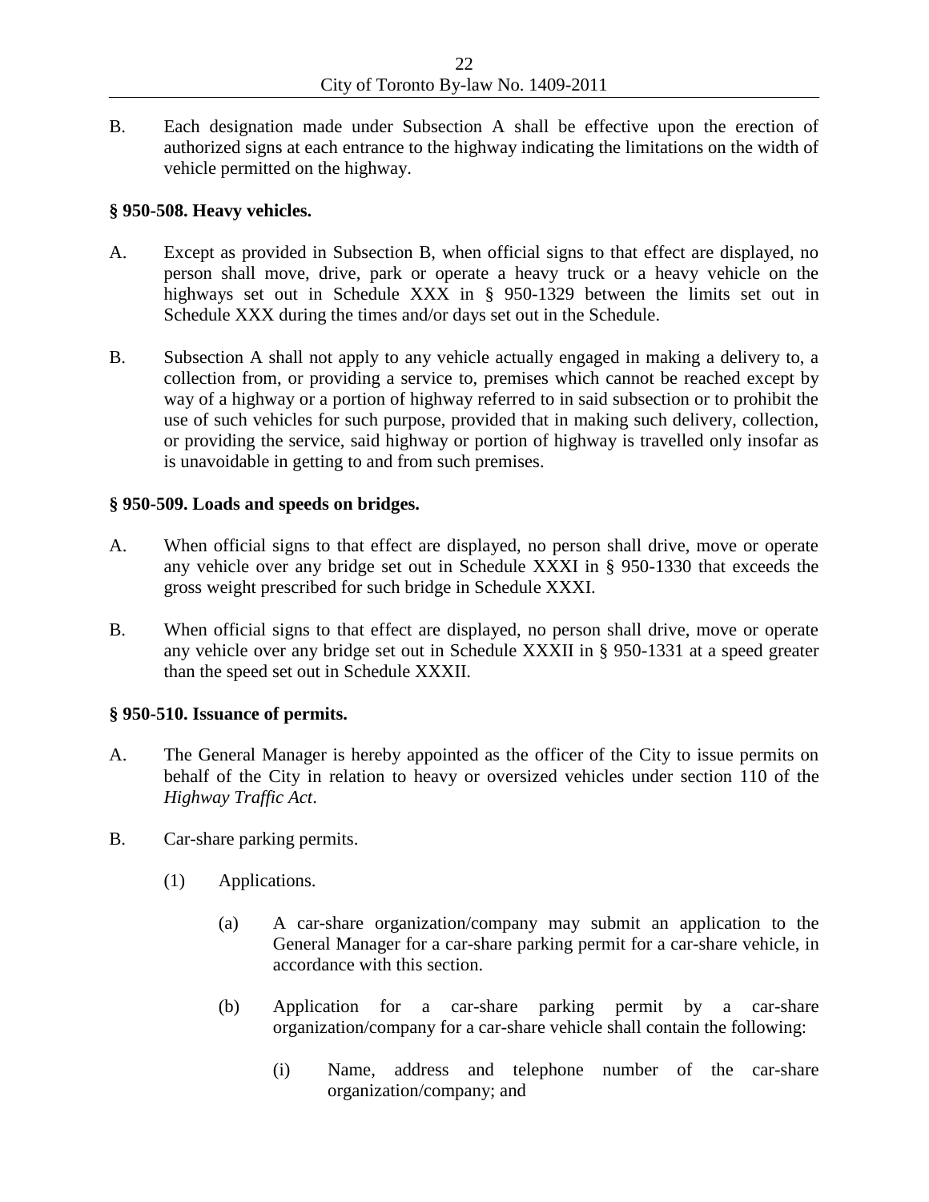B. Each designation made under Subsection A shall be effective upon the erection of authorized signs at each entrance to the highway indicating the limitations on the width of vehicle permitted on the highway.

**§ 950-508. Heavy vehicles.**

A. Except as provided in Subsection B, when official signs to that effect are displayed, no person shall move, drive, park or operate a heavy truck or a heavy vehicle on the highways set out in Schedule XXX in § 950-1329 between the limits set out in Schedule XXX during the times and/or days set out in the Schedule.

B. Subsection A shall not apply to any vehicle actually engaged in making a delivery to, a collection from, or providing a service to, premises which cannot be reached except by way of a highway or a portion of highway referred to in said subsection or to prohibit the use of such vehicles for such purpose, provided that in making such delivery, collection, or providing the service, said highway or portion of highway is travelled only insofar as is unavoidable in getting to and from such premises.

**§ 950-509. Loads and speeds on bridges.**

A. When official signs to that effect are displayed, no person shall drive, move or operate any vehicle over any bridge set out in Schedule XXXI in § 950-1330 that exceeds the gross weight prescribed for such bridge in Schedule XXXI.

B. When official signs to that effect are displayed, no person shall drive, move or operate any vehicle over any bridge set out in Schedule XXXII in § 950-1331 at a speed greater than the speed set out in Schedule XXXII.

**§ 950-510. Issuance of permits.**

A. The General Manager is hereby appointed as the officer of the City to issue permits on behalf of the City in relation to heavy or oversized vehicles under section 110 of the *Highway Traffic Act*.

B. Car-share parking permits.

    (1) Applications.

        (a) A car-share organization/company may submit an application to the General Manager for a car-share parking permit for a car-share vehicle, in accordance with this section.

        (b) Application for a car-share parking permit by a car-share organization/company for a car-share vehicle shall contain the following:

            (i) Name, address and telephone number of the car-share organization/company; and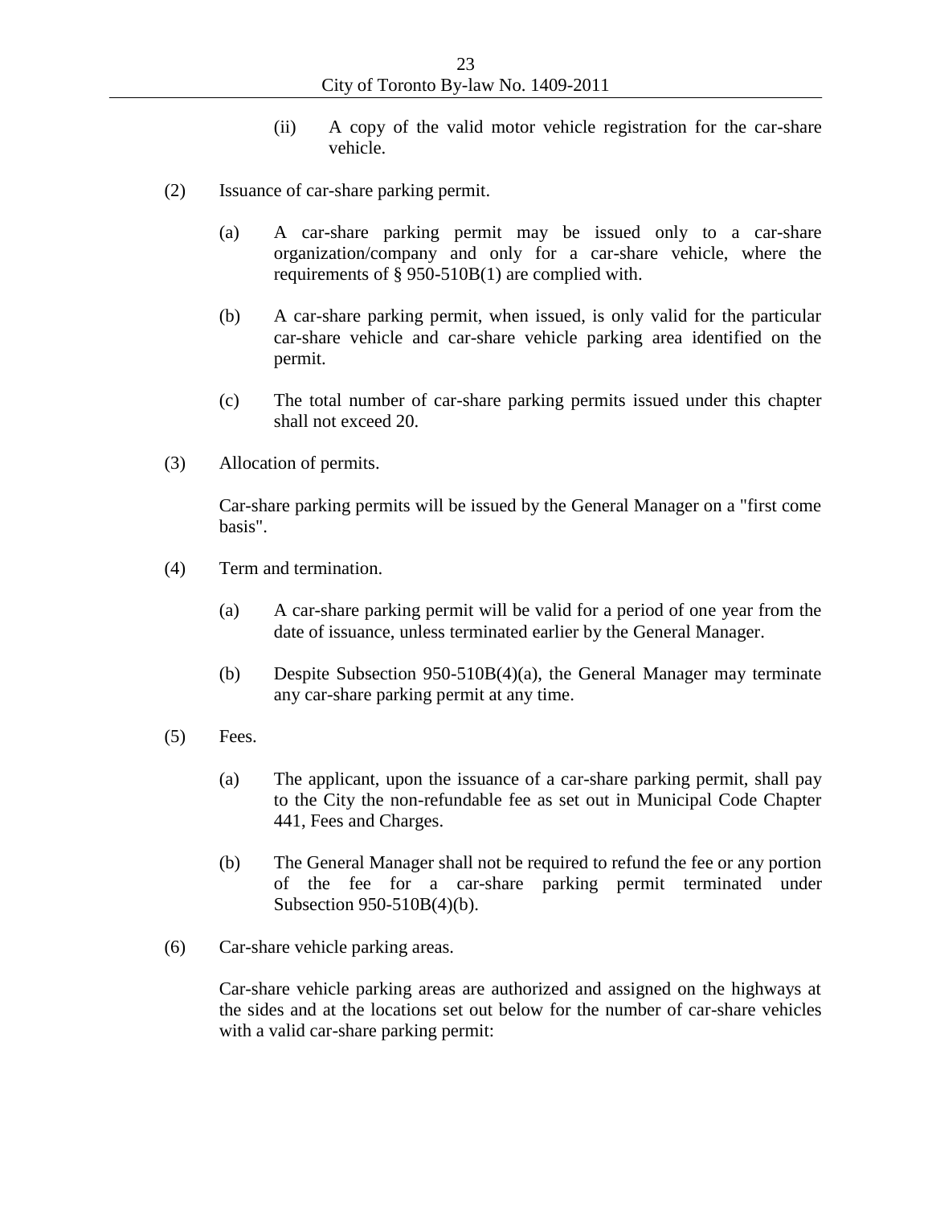(ii) A copy of the valid motor vehicle registration for the car-share vehicle.

(2) Issuance of car-share parking permit.

(a) A car-share parking permit may be issued only to a car-share organization/company and only for a car-share vehicle, where the requirements of § 950-510B(1) are complied with.

(b) A car-share parking permit, when issued, is only valid for the particular car-share vehicle and car-share vehicle parking area identified on the permit.

(c) The total number of car-share parking permits issued under this chapter shall not exceed 20.

(3) Allocation of permits.

Car-share parking permits will be issued by the General Manager on a "first come basis".

(4) Term and termination.

(a) A car-share parking permit will be valid for a period of one year from the date of issuance, unless terminated earlier by the General Manager.

(b) Despite Subsection 950-510B(4)(a), the General Manager may terminate any car-share parking permit at any time.

(5) Fees.

(a) The applicant, upon the issuance of a car-share parking permit, shall pay to the City the non-refundable fee as set out in Municipal Code Chapter 441, Fees and Charges.

(b) The General Manager shall not be required to refund the fee or any portion of the fee for a car-share parking permit terminated under Subsection 950-510B(4)(b).

(6) Car-share vehicle parking areas.

Car-share vehicle parking areas are authorized and assigned on the highways at the sides and at the locations set out below for the number of car-share vehicles with a valid car-share parking permit: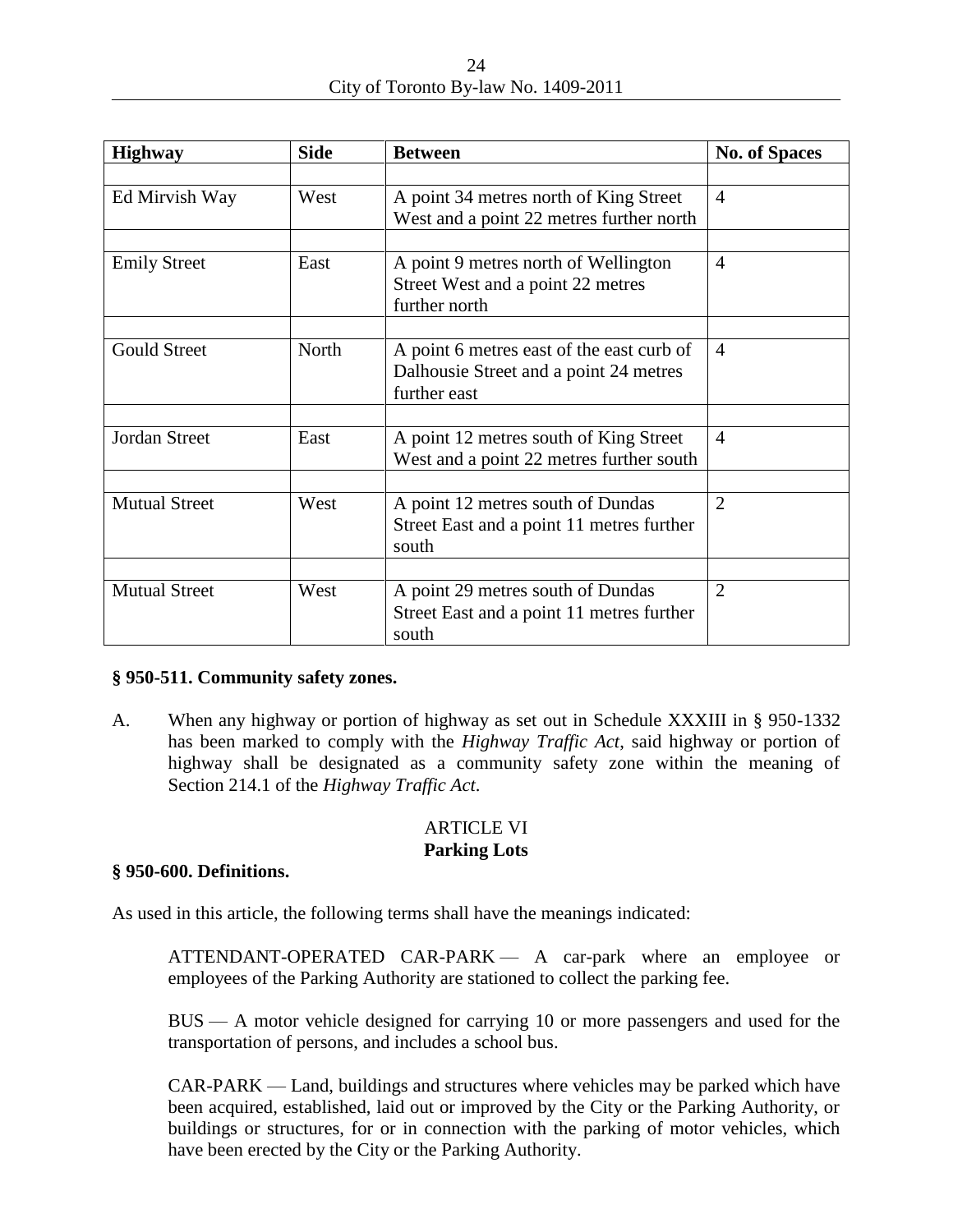| Highway | Side | Between | No. of Spaces |
|---|---|---|---|
| Ed Mirvish Way | West | A point 34 metres north of King Street West and a point 22 metres further north | 4 |
| Emily Street | East | A point 9 metres north of Wellington Street West and a point 22 metres further north | 4 |
| Gould Street | North | A point 6 metres east of the east curb of Dalhousie Street and a point 24 metres further east | 4 |
| Jordan Street | East | A point 12 metres south of King Street West and a point 22 metres further south | 4 |
| Mutual Street | West | A point 12 metres south of Dundas Street East and a point 11 metres further south | 2 |
| Mutual Street | West | A point 29 metres south of Dundas Street East and a point 11 metres further south | 2 |

**§ 950-511. Community safety zones.**

A. When any highway or portion of highway as set out in Schedule XXXIII in § 950-1332 has been marked to comply with the *Highway Traffic Act*, said highway or portion of highway shall be designated as a community safety zone within the meaning of Section 214.1 of the *Highway Traffic Act*.

## ARTICLE VI
## Parking Lots

**§ 950-600. Definitions.**

As used in this article, the following terms shall have the meanings indicated:

ATTENDANT-OPERATED CAR-PARK — A car-park where an employee or employees of the Parking Authority are stationed to collect the parking fee.

BUS — A motor vehicle designed for carrying 10 or more passengers and used for the transportation of persons, and includes a school bus.

CAR-PARK — Land, buildings and structures where vehicles may be parked which have been acquired, established, laid out or improved by the City or the Parking Authority, or buildings or structures, for or in connection with the parking of motor vehicles, which have been erected by the City or the Parking Authority.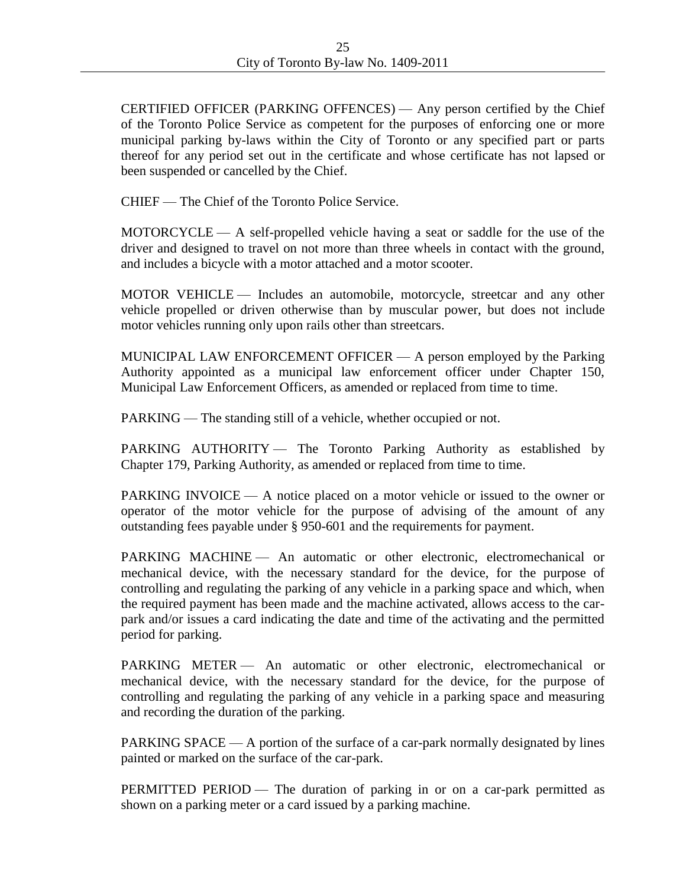CERTIFIED OFFICER (PARKING OFFENCES) — Any person certified by the Chief of the Toronto Police Service as competent for the purposes of enforcing one or more municipal parking by-laws within the City of Toronto or any specified part or parts thereof for any period set out in the certificate and whose certificate has not lapsed or been suspended or cancelled by the Chief.

CHIEF — The Chief of the Toronto Police Service.

MOTORCYCLE — A self-propelled vehicle having a seat or saddle for the use of the driver and designed to travel on not more than three wheels in contact with the ground, and includes a bicycle with a motor attached and a motor scooter.

MOTOR VEHICLE — Includes an automobile, motorcycle, streetcar and any other vehicle propelled or driven otherwise than by muscular power, but does not include motor vehicles running only upon rails other than streetcars.

MUNICIPAL LAW ENFORCEMENT OFFICER — A person employed by the Parking Authority appointed as a municipal law enforcement officer under Chapter 150, Municipal Law Enforcement Officers, as amended or replaced from time to time.

PARKING — The standing still of a vehicle, whether occupied or not.

PARKING AUTHORITY — The Toronto Parking Authority as established by Chapter 179, Parking Authority, as amended or replaced from time to time.

PARKING INVOICE — A notice placed on a motor vehicle or issued to the owner or operator of the motor vehicle for the purpose of advising of the amount of any outstanding fees payable under § 950-601 and the requirements for payment.

PARKING MACHINE — An automatic or other electronic, electromechanical or mechanical device, with the necessary standard for the device, for the purpose of controlling and regulating the parking of any vehicle in a parking space and which, when the required payment has been made and the machine activated, allows access to the car-park and/or issues a card indicating the date and time of the activating and the permitted period for parking.

PARKING METER — An automatic or other electronic, electromechanical or mechanical device, with the necessary standard for the device, for the purpose of controlling and regulating the parking of any vehicle in a parking space and measuring and recording the duration of the parking.

PARKING SPACE — A portion of the surface of a car-park normally designated by lines painted or marked on the surface of the car-park.

PERMITTED PERIOD — The duration of parking in or on a car-park permitted as shown on a parking meter or a card issued by a parking machine.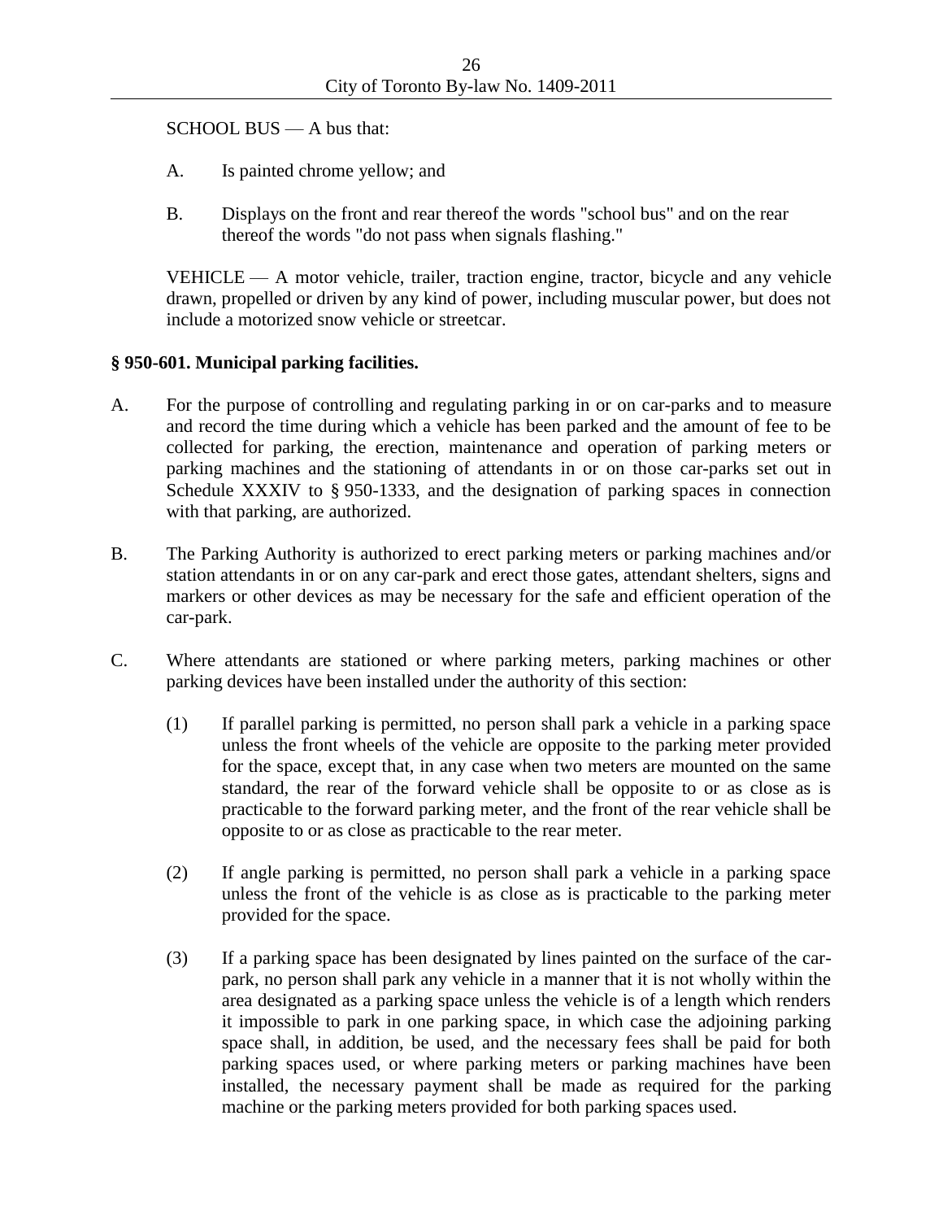SCHOOL BUS — A bus that:

A. Is painted chrome yellow; and

B. Displays on the front and rear thereof the words "school bus" and on the rear thereof the words "do not pass when signals flashing."

VEHICLE — A motor vehicle, trailer, traction engine, tractor, bicycle and any vehicle drawn, propelled or driven by any kind of power, including muscular power, but does not include a motorized snow vehicle or streetcar.

**§ 950-601. Municipal parking facilities.**

A. For the purpose of controlling and regulating parking in or on car-parks and to measure and record the time during which a vehicle has been parked and the amount of fee to be collected for parking, the erection, maintenance and operation of parking meters or parking machines and the stationing of attendants in or on those car-parks set out in Schedule XXXIV to § 950-1333, and the designation of parking spaces in connection with that parking, are authorized.

B. The Parking Authority is authorized to erect parking meters or parking machines and/or station attendants in or on any car-park and erect those gates, attendant shelters, signs and markers or other devices as may be necessary for the safe and efficient operation of the car-park.

C. Where attendants are stationed or where parking meters, parking machines or other parking devices have been installed under the authority of this section:

   (1) If parallel parking is permitted, no person shall park a vehicle in a parking space unless the front wheels of the vehicle are opposite to the parking meter provided for the space, except that, in any case when two meters are mounted on the same standard, the rear of the forward vehicle shall be opposite to or as close as is practicable to the forward parking meter, and the front of the rear vehicle shall be opposite to or as close as practicable to the rear meter.

   (2) If angle parking is permitted, no person shall park a vehicle in a parking space unless the front of the vehicle is as close as is practicable to the parking meter provided for the space.

   (3) If a parking space has been designated by lines painted on the surface of the car-park, no person shall park any vehicle in a manner that it is not wholly within the area designated as a parking space unless the vehicle is of a length which renders it impossible to park in one parking space, in which case the adjoining parking space shall, in addition, be used, and the necessary fees shall be paid for both parking spaces used, or where parking meters or parking machines have been installed, the necessary payment shall be made as required for the parking machine or the parking meters provided for both parking spaces used.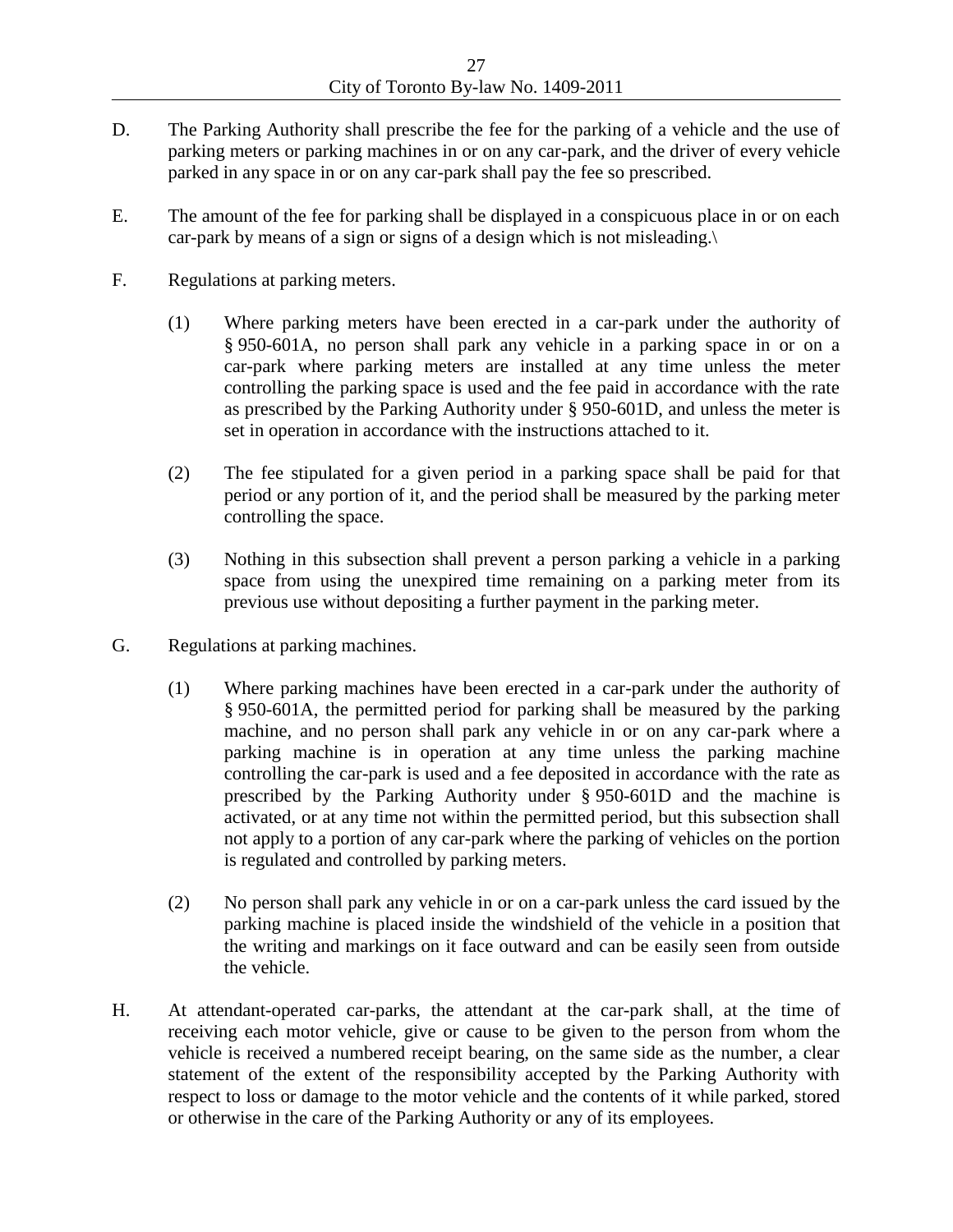D. The Parking Authority shall prescribe the fee for the parking of a vehicle and the use of parking meters or parking machines in or on any car-park, and the driver of every vehicle parked in any space in or on any car-park shall pay the fee so prescribed.

E. The amount of the fee for parking shall be displayed in a conspicuous place in or on each car-park by means of a sign or signs of a design which is not misleading.\

F. Regulations at parking meters.

   (1) Where parking meters have been erected in a car-park under the authority of § 950-601A, no person shall park any vehicle in a parking space in or on a car-park where parking meters are installed at any time unless the meter controlling the parking space is used and the fee paid in accordance with the rate as prescribed by the Parking Authority under § 950-601D, and unless the meter is set in operation in accordance with the instructions attached to it.

   (2) The fee stipulated for a given period in a parking space shall be paid for that period or any portion of it, and the period shall be measured by the parking meter controlling the space.

   (3) Nothing in this subsection shall prevent a person parking a vehicle in a parking space from using the unexpired time remaining on a parking meter from its previous use without depositing a further payment in the parking meter.

G. Regulations at parking machines.

   (1) Where parking machines have been erected in a car-park under the authority of § 950-601A, the permitted period for parking shall be measured by the parking machine, and no person shall park any vehicle in or on any car-park where a parking machine is in operation at any time unless the parking machine controlling the car-park is used and a fee deposited in accordance with the rate as prescribed by the Parking Authority under § 950-601D and the machine is activated, or at any time not within the permitted period, but this subsection shall not apply to a portion of any car-park where the parking of vehicles on the portion is regulated and controlled by parking meters.

   (2) No person shall park any vehicle in or on a car-park unless the card issued by the parking machine is placed inside the windshield of the vehicle in a position that the writing and markings on it face outward and can be easily seen from outside the vehicle.

H. At attendant-operated car-parks, the attendant at the car-park shall, at the time of receiving each motor vehicle, give or cause to be given to the person from whom the vehicle is received a numbered receipt bearing, on the same side as the number, a clear statement of the extent of the responsibility accepted by the Parking Authority with respect to loss or damage to the motor vehicle and the contents of it while parked, stored or otherwise in the care of the Parking Authority or any of its employees.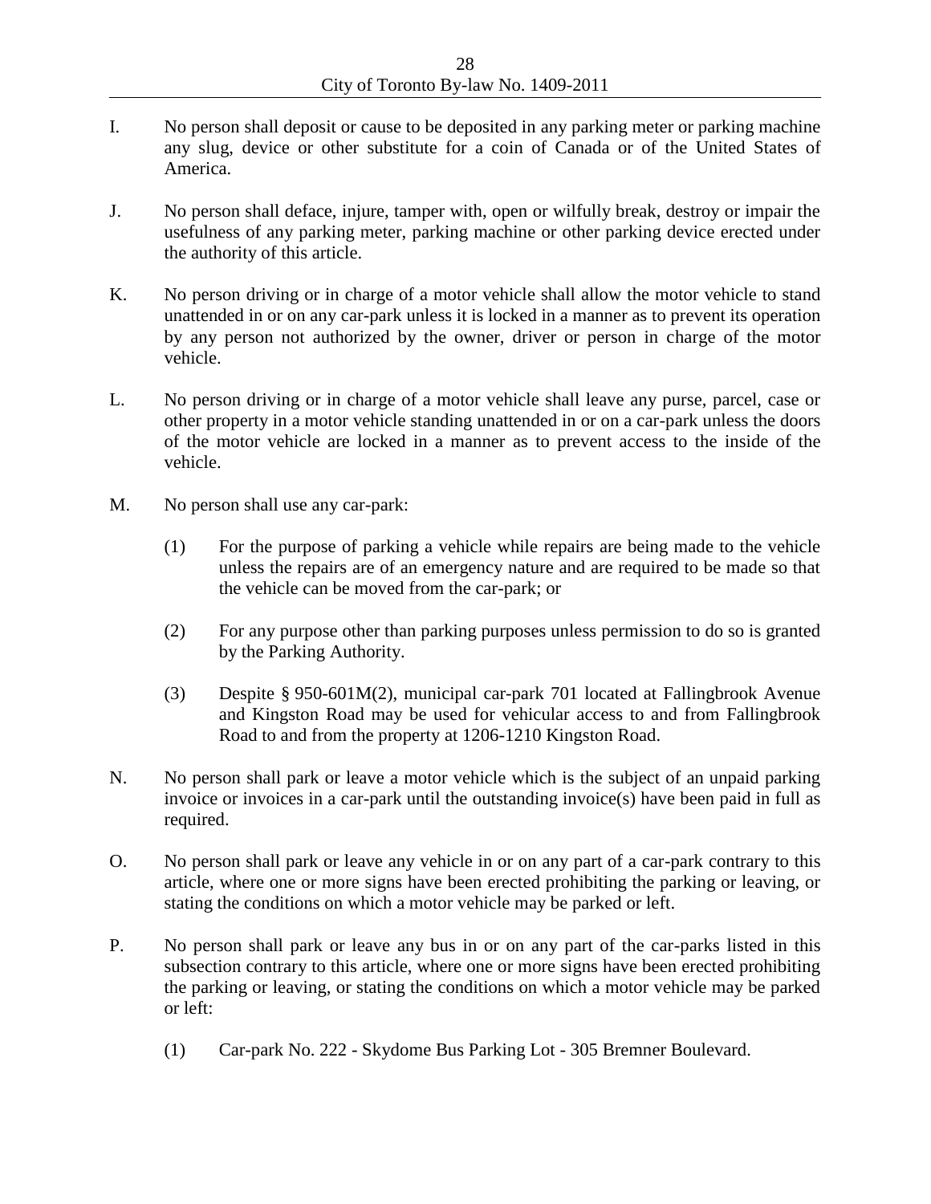I. No person shall deposit or cause to be deposited in any parking meter or parking machine any slug, device or other substitute for a coin of Canada or of the United States of America.

J. No person shall deface, injure, tamper with, open or wilfully break, destroy or impair the usefulness of any parking meter, parking machine or other parking device erected under the authority of this article.

K. No person driving or in charge of a motor vehicle shall allow the motor vehicle to stand unattended in or on any car-park unless it is locked in a manner as to prevent its operation by any person not authorized by the owner, driver or person in charge of the motor vehicle.

L. No person driving or in charge of a motor vehicle shall leave any purse, parcel, case or other property in a motor vehicle standing unattended in or on a car-park unless the doors of the motor vehicle are locked in a manner as to prevent access to the inside of the vehicle.

M. No person shall use any car-park:

   (1) For the purpose of parking a vehicle while repairs are being made to the vehicle unless the repairs are of an emergency nature and are required to be made so that the vehicle can be moved from the car-park; or

   (2) For any purpose other than parking purposes unless permission to do so is granted by the Parking Authority.

   (3) Despite § 950-601M(2), municipal car-park 701 located at Fallingbrook Avenue and Kingston Road may be used for vehicular access to and from Fallingbrook Road to and from the property at 1206-1210 Kingston Road.

N. No person shall park or leave a motor vehicle which is the subject of an unpaid parking invoice or invoices in a car-park until the outstanding invoice(s) have been paid in full as required.

O. No person shall park or leave any vehicle in or on any part of a car-park contrary to this article, where one or more signs have been erected prohibiting the parking or leaving, or stating the conditions on which a motor vehicle may be parked or left.

P. No person shall park or leave any bus in or on any part of the car-parks listed in this subsection contrary to this article, where one or more signs have been erected prohibiting the parking or leaving, or stating the conditions on which a motor vehicle may be parked or left:

   (1) Car-park No. 222 - Skydome Bus Parking Lot - 305 Bremner Boulevard.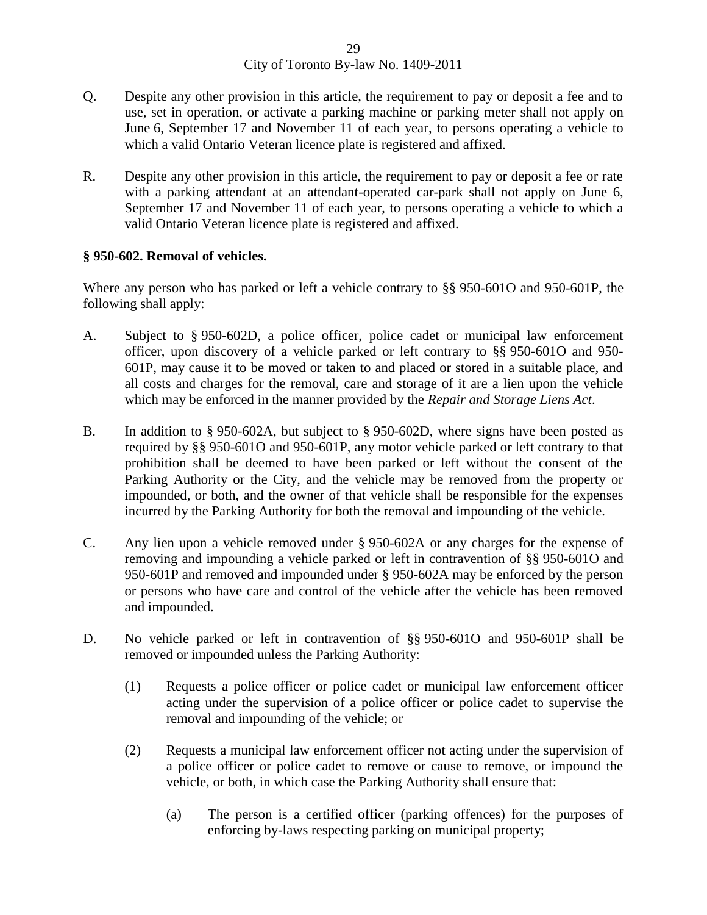Q. Despite any other provision in this article, the requirement to pay or deposit a fee and to use, set in operation, or activate a parking machine or parking meter shall not apply on June 6, September 17 and November 11 of each year, to persons operating a vehicle to which a valid Ontario Veteran licence plate is registered and affixed.

R. Despite any other provision in this article, the requirement to pay or deposit a fee or rate with a parking attendant at an attendant-operated car-park shall not apply on June 6, September 17 and November 11 of each year, to persons operating a vehicle to which a valid Ontario Veteran licence plate is registered and affixed.

**§ 950-602. Removal of vehicles.**

Where any person who has parked or left a vehicle contrary to §§ 950-601O and 950-601P, the following shall apply:

A. Subject to § 950-602D, a police officer, police cadet or municipal law enforcement officer, upon discovery of a vehicle parked or left contrary to §§ 950-601O and 950-601P, may cause it to be moved or taken to and placed or stored in a suitable place, and all costs and charges for the removal, care and storage of it are a lien upon the vehicle which may be enforced in the manner provided by the *Repair and Storage Liens Act*.

B. In addition to § 950-602A, but subject to § 950-602D, where signs have been posted as required by §§ 950-601O and 950-601P, any motor vehicle parked or left contrary to that prohibition shall be deemed to have been parked or left without the consent of the Parking Authority or the City, and the vehicle may be removed from the property or impounded, or both, and the owner of that vehicle shall be responsible for the expenses incurred by the Parking Authority for both the removal and impounding of the vehicle.

C. Any lien upon a vehicle removed under § 950-602A or any charges for the expense of removing and impounding a vehicle parked or left in contravention of §§ 950-601O and 950-601P and removed and impounded under § 950-602A may be enforced by the person or persons who have care and control of the vehicle after the vehicle has been removed and impounded.

D. No vehicle parked or left in contravention of §§ 950-601O and 950-601P shall be removed or impounded unless the Parking Authority:

   (1) Requests a police officer or police cadet or municipal law enforcement officer acting under the supervision of a police officer or police cadet to supervise the removal and impounding of the vehicle; or

   (2) Requests a municipal law enforcement officer not acting under the supervision of a police officer or police cadet to remove or cause to remove, or impound the vehicle, or both, in which case the Parking Authority shall ensure that:

      (a) The person is a certified officer (parking offences) for the purposes of enforcing by-laws respecting parking on municipal property;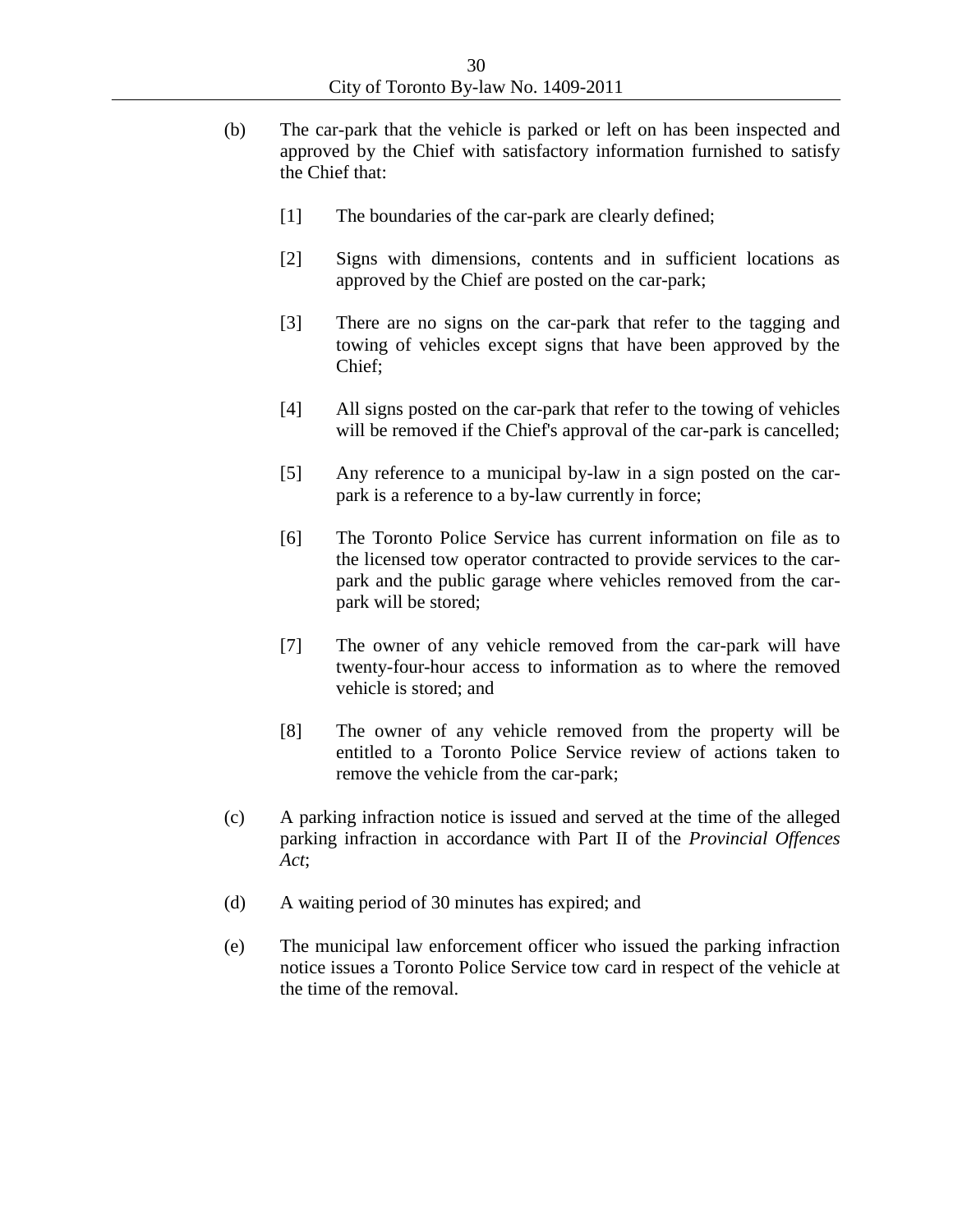(b) The car-park that the vehicle is parked or left on has been inspected and approved by the Chief with satisfactory information furnished to satisfy the Chief that:

[1] The boundaries of the car-park are clearly defined;

[2] Signs with dimensions, contents and in sufficient locations as approved by the Chief are posted on the car-park;

[3] There are no signs on the car-park that refer to the tagging and towing of vehicles except signs that have been approved by the Chief;

[4] All signs posted on the car-park that refer to the towing of vehicles will be removed if the Chief's approval of the car-park is cancelled;

[5] Any reference to a municipal by-law in a sign posted on the car-park is a reference to a by-law currently in force;

[6] The Toronto Police Service has current information on file as to the licensed tow operator contracted to provide services to the car-park and the public garage where vehicles removed from the car-park will be stored;

[7] The owner of any vehicle removed from the car-park will have twenty-four-hour access to information as to where the removed vehicle is stored; and

[8] The owner of any vehicle removed from the property will be entitled to a Toronto Police Service review of actions taken to remove the vehicle from the car-park;

(c) A parking infraction notice is issued and served at the time of the alleged parking infraction in accordance with Part II of the *Provincial Offences Act*;

(d) A waiting period of 30 minutes has expired; and

(e) The municipal law enforcement officer who issued the parking infraction notice issues a Toronto Police Service tow card in respect of the vehicle at the time of the removal.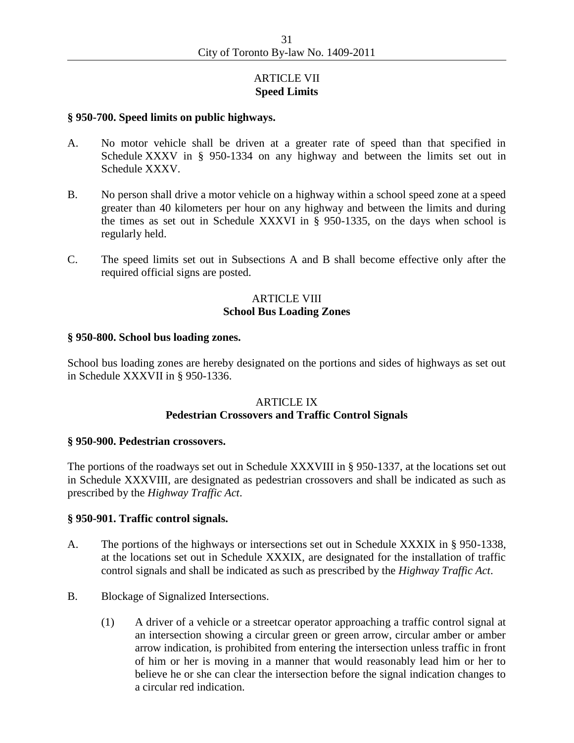## ARTICLE VII
## Speed Limits

### § 950-700. Speed limits on public highways.

A. No motor vehicle shall be driven at a greater rate of speed than that specified in Schedule XXXV in § 950-1334 on any highway and between the limits set out in Schedule XXXV.

B. No person shall drive a motor vehicle on a highway within a school speed zone at a speed greater than 40 kilometers per hour on any highway and between the limits and during the times as set out in Schedule XXXVI in § 950-1335, on the days when school is regularly held.

C. The speed limits set out in Subsections A and B shall become effective only after the required official signs are posted.

## ARTICLE VIII
## School Bus Loading Zones

### § 950-800. School bus loading zones.

School bus loading zones are hereby designated on the portions and sides of highways as set out in Schedule XXXVII in § 950-1336.

## ARTICLE IX
## Pedestrian Crossovers and Traffic Control Signals

### § 950-900. Pedestrian crossovers.

The portions of the roadways set out in Schedule XXXVIII in § 950-1337, at the locations set out in Schedule XXXVIII, are designated as pedestrian crossovers and shall be indicated as such as prescribed by the *Highway Traffic Act*.

### § 950-901. Traffic control signals.

A. The portions of the highways or intersections set out in Schedule XXXIX in § 950-1338, at the locations set out in Schedule XXXIX, are designated for the installation of traffic control signals and shall be indicated as such as prescribed by the *Highway Traffic Act*.

B. Blockage of Signalized Intersections.

   (1) A driver of a vehicle or a streetcar operator approaching a traffic control signal at an intersection showing a circular green or green arrow, circular amber or amber arrow indication, is prohibited from entering the intersection unless traffic in front of him or her is moving in a manner that would reasonably lead him or her to believe he or she can clear the intersection before the signal indication changes to a circular red indication.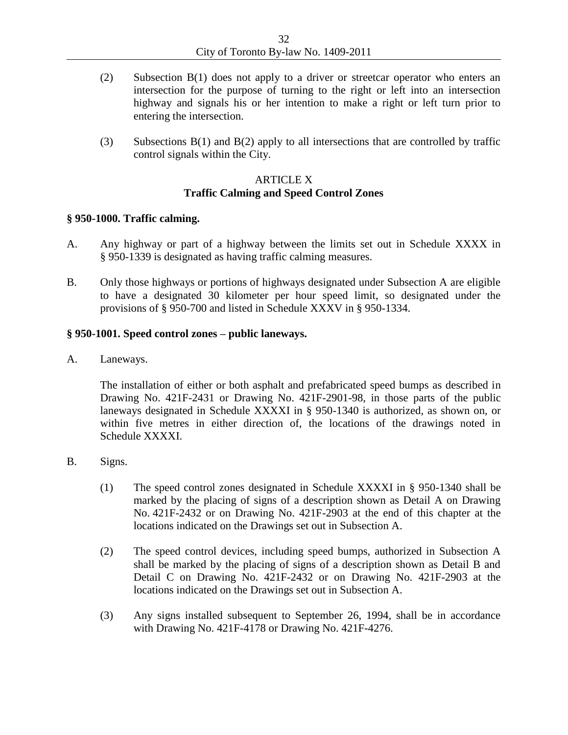(2) Subsection B(1) does not apply to a driver or streetcar operator who enters an intersection for the purpose of turning to the right or left into an intersection highway and signals his or her intention to make a right or left turn prior to entering the intersection.

(3) Subsections B(1) and B(2) apply to all intersections that are controlled by traffic control signals within the City.

## ARTICLE X
## Traffic Calming and Speed Control Zones

### § 950-1000. Traffic calming.

A. Any highway or part of a highway between the limits set out in Schedule XXXX in § 950-1339 is designated as having traffic calming measures.

B. Only those highways or portions of highways designated under Subsection A are eligible to have a designated 30 kilometer per hour speed limit, so designated under the provisions of § 950-700 and listed in Schedule XXXV in § 950-1334.

### § 950-1001. Speed control zones – public laneways.

A. Laneways.

The installation of either or both asphalt and prefabricated speed bumps as described in Drawing No. 421F-2431 or Drawing No. 421F-2901-98, in those parts of the public laneways designated in Schedule XXXXI in § 950-1340 is authorized, as shown on, or within five metres in either direction of, the locations of the drawings noted in Schedule XXXXI.

B. Signs.

(1) The speed control zones designated in Schedule XXXXI in § 950-1340 shall be marked by the placing of signs of a description shown as Detail A on Drawing No. 421F-2432 or on Drawing No. 421F-2903 at the end of this chapter at the locations indicated on the Drawings set out in Subsection A.

(2) The speed control devices, including speed bumps, authorized in Subsection A shall be marked by the placing of signs of a description shown as Detail B and Detail C on Drawing No. 421F-2432 or on Drawing No. 421F-2903 at the locations indicated on the Drawings set out in Subsection A.

(3) Any signs installed subsequent to September 26, 1994, shall be in accordance with Drawing No. 421F-4178 or Drawing No. 421F-4276.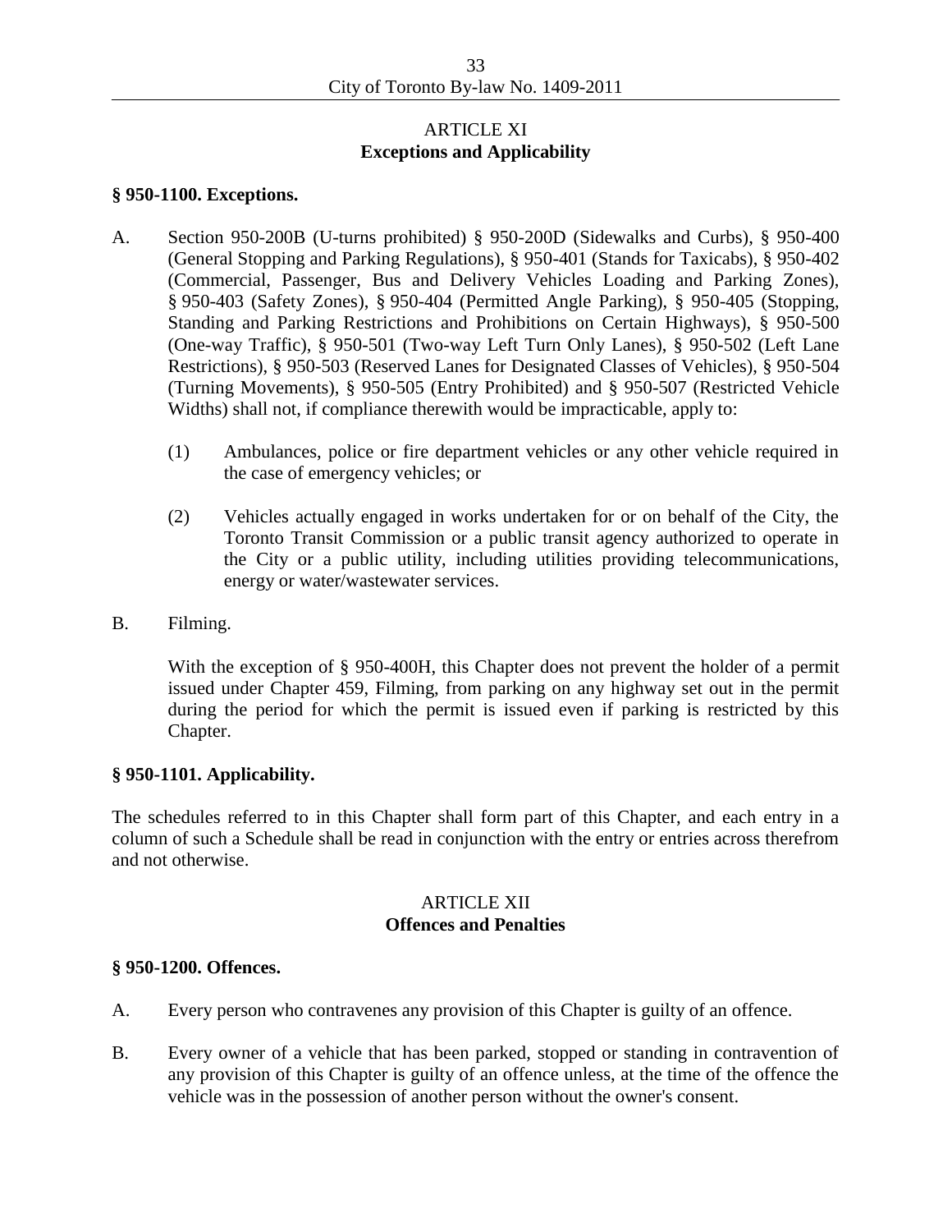## ARTICLE XI
## Exceptions and Applicability

### § 950-1100. Exceptions.

A. Section 950-200B (U-turns prohibited) § 950-200D (Sidewalks and Curbs), § 950-400 (General Stopping and Parking Regulations), § 950-401 (Stands for Taxicabs), § 950-402 (Commercial, Passenger, Bus and Delivery Vehicles Loading and Parking Zones), § 950-403 (Safety Zones), § 950-404 (Permitted Angle Parking), § 950-405 (Stopping, Standing and Parking Restrictions and Prohibitions on Certain Highways), § 950-500 (One-way Traffic), § 950-501 (Two-way Left Turn Only Lanes), § 950-502 (Left Lane Restrictions), § 950-503 (Reserved Lanes for Designated Classes of Vehicles), § 950-504 (Turning Movements), § 950-505 (Entry Prohibited) and § 950-507 (Restricted Vehicle Widths) shall not, if compliance therewith would be impracticable, apply to:

(1) Ambulances, police or fire department vehicles or any other vehicle required in the case of emergency vehicles; or

(2) Vehicles actually engaged in works undertaken for or on behalf of the City, the Toronto Transit Commission or a public transit agency authorized to operate in the City or a public utility, including utilities providing telecommunications, energy or water/wastewater services.

B. Filming.

With the exception of § 950-400H, this Chapter does not prevent the holder of a permit issued under Chapter 459, Filming, from parking on any highway set out in the permit during the period for which the permit is issued even if parking is restricted by this Chapter.

### § 950-1101. Applicability.

The schedules referred to in this Chapter shall form part of this Chapter, and each entry in a column of such a Schedule shall be read in conjunction with the entry or entries across therefrom and not otherwise.

## ARTICLE XII
## Offences and Penalties

### § 950-1200. Offences.

A. Every person who contravenes any provision of this Chapter is guilty of an offence.

B. Every owner of a vehicle that has been parked, stopped or standing in contravention of any provision of this Chapter is guilty of an offence unless, at the time of the offence the vehicle was in the possession of another person without the owner's consent.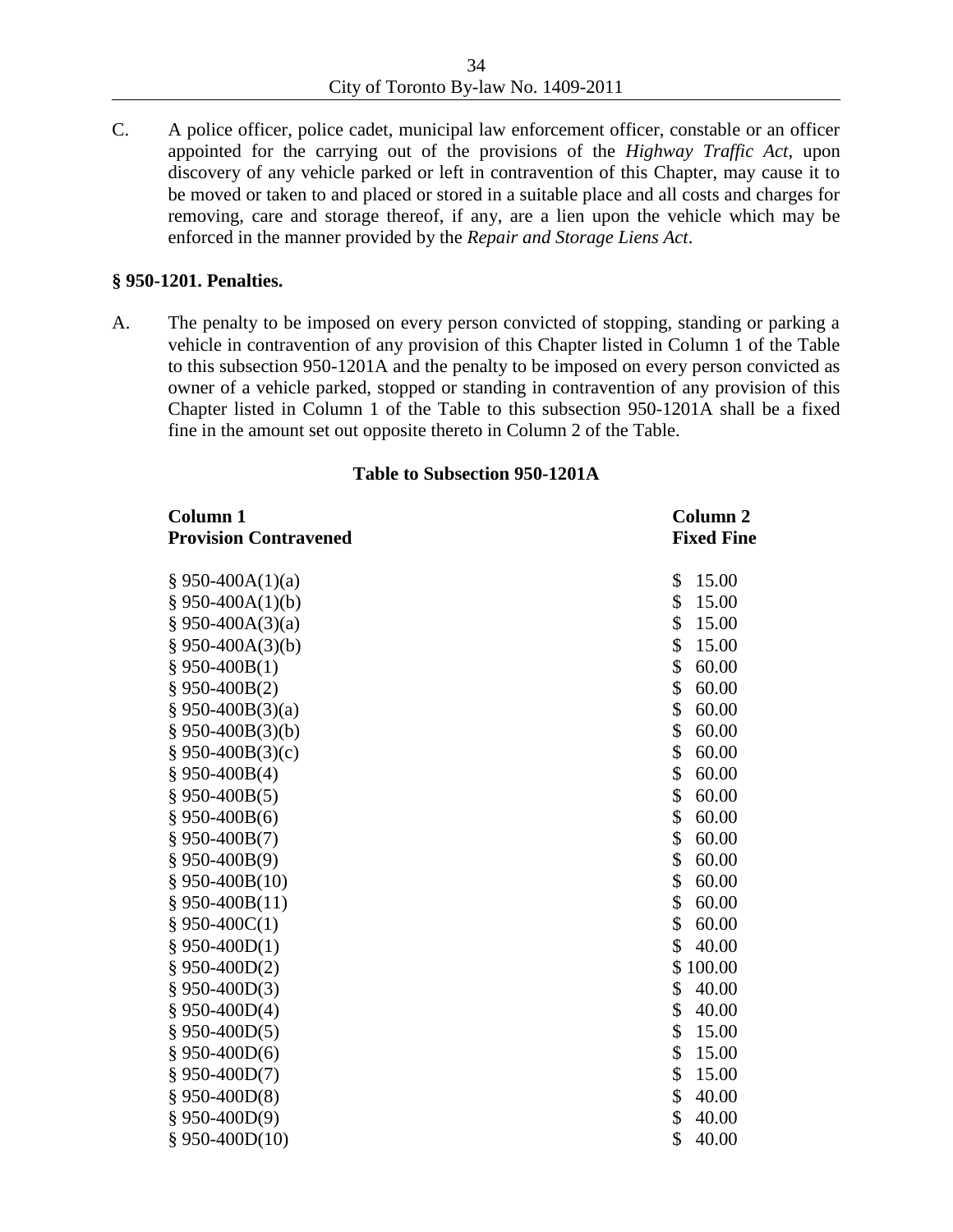C. A police officer, police cadet, municipal law enforcement officer, constable or an officer appointed for the carrying out of the provisions of the *Highway Traffic Act*, upon discovery of any vehicle parked or left in contravention of this Chapter, may cause it to be moved or taken to and placed or stored in a suitable place and all costs and charges for removing, care and storage thereof, if any, are a lien upon the vehicle which may be enforced in the manner provided by the *Repair and Storage Liens Act*.

**§ 950-1201. Penalties.**

A. The penalty to be imposed on every person convicted of stopping, standing or parking a vehicle in contravention of any provision of this Chapter listed in Column 1 of the Table to this subsection 950-1201A and the penalty to be imposed on every person convicted as owner of a vehicle parked, stopped or standing in contravention of any provision of this Chapter listed in Column 1 of the Table to this subsection 950-1201A shall be a fixed fine in the amount set out opposite thereto in Column 2 of the Table.

**Table to Subsection 950-1201A**

| Column 1<br>Provision Contravened | Column 2<br>Fixed Fine |
|---|---|
| § 950-400A(1)(a) | $ 15.00 |
| § 950-400A(1)(b) | $ 15.00 |
| § 950-400A(3)(a) | $ 15.00 |
| § 950-400A(3)(b) | $ 15.00 |
| § 950-400B(1) | $ 60.00 |
| § 950-400B(2) | $ 60.00 |
| § 950-400B(3)(a) | $ 60.00 |
| § 950-400B(3)(b) | $ 60.00 |
| § 950-400B(3)(c) | $ 60.00 |
| § 950-400B(4) | $ 60.00 |
| § 950-400B(5) | $ 60.00 |
| § 950-400B(6) | $ 60.00 |
| § 950-400B(7) | $ 60.00 |
| § 950-400B(9) | $ 60.00 |
| § 950-400B(10) | $ 60.00 |
| § 950-400B(11) | $ 60.00 |
| § 950-400C(1) | $ 60.00 |
| § 950-400D(1) | $ 40.00 |
| § 950-400D(2) | $ 100.00 |
| § 950-400D(3) | $ 40.00 |
| § 950-400D(4) | $ 40.00 |
| § 950-400D(5) | $ 15.00 |
| § 950-400D(6) | $ 15.00 |
| § 950-400D(7) | $ 15.00 |
| § 950-400D(8) | $ 40.00 |
| § 950-400D(9) | $ 40.00 |
| § 950-400D(10) | $ 40.00 |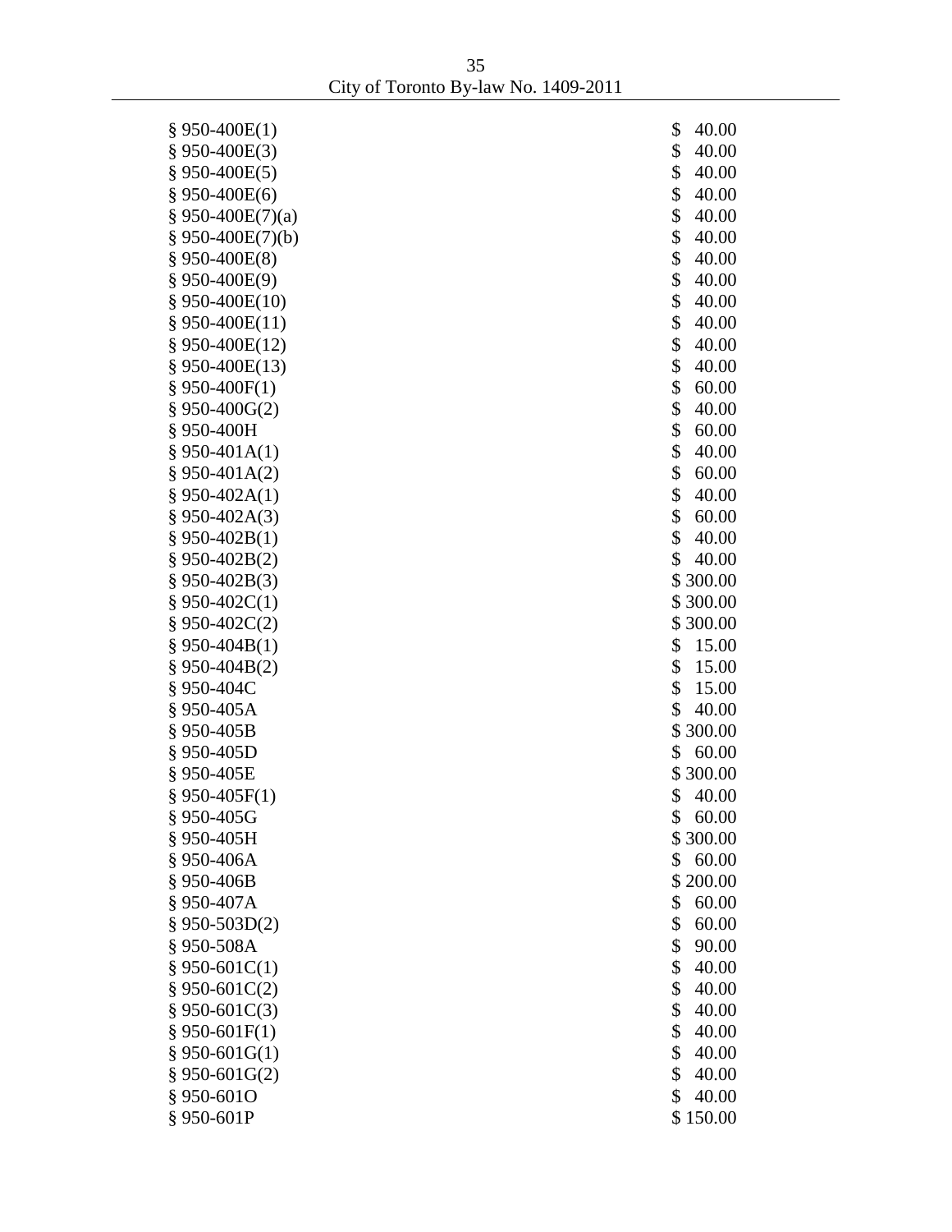| | |
|---|---|
| § 950-400E(1) | $ 40.00 |
| § 950-400E(3) | $ 40.00 |
| § 950-400E(5) | $ 40.00 |
| § 950-400E(6) | $ 40.00 |
| § 950-400E(7)(a) | $ 40.00 |
| § 950-400E(7)(b) | $ 40.00 |
| § 950-400E(8) | $ 40.00 |
| § 950-400E(9) | $ 40.00 |
| § 950-400E(10) | $ 40.00 |
| § 950-400E(11) | $ 40.00 |
| § 950-400E(12) | $ 40.00 |
| § 950-400E(13) | $ 40.00 |
| § 950-400F(1) | $ 60.00 |
| § 950-400G(2) | $ 40.00 |
| § 950-400H | $ 60.00 |
| § 950-401A(1) | $ 40.00 |
| § 950-401A(2) | $ 60.00 |
| § 950-402A(1) | $ 40.00 |
| § 950-402A(3) | $ 60.00 |
| § 950-402B(1) | $ 40.00 |
| § 950-402B(2) | $ 40.00 |
| § 950-402B(3) | $ 300.00 |
| § 950-402C(1) | $ 300.00 |
| § 950-402C(2) | $ 300.00 |
| § 950-404B(1) | $ 15.00 |
| § 950-404B(2) | $ 15.00 |
| § 950-404C | $ 15.00 |
| § 950-405A | $ 40.00 |
| § 950-405B | $ 300.00 |
| § 950-405D | $ 60.00 |
| § 950-405E | $ 300.00 |
| § 950-405F(1) | $ 40.00 |
| § 950-405G | $ 60.00 |
| § 950-405H | $ 300.00 |
| § 950-406A | $ 60.00 |
| § 950-406B | $ 200.00 |
| § 950-407A | $ 60.00 |
| § 950-503D(2) | $ 60.00 |
| § 950-508A | $ 90.00 |
| § 950-601C(1) | $ 40.00 |
| § 950-601C(2) | $ 40.00 |
| § 950-601C(3) | $ 40.00 |
| § 950-601F(1) | $ 40.00 |
| § 950-601G(1) | $ 40.00 |
| § 950-601G(2) | $ 40.00 |
| § 950-601O | $ 40.00 |
| § 950-601P | $ 150.00 |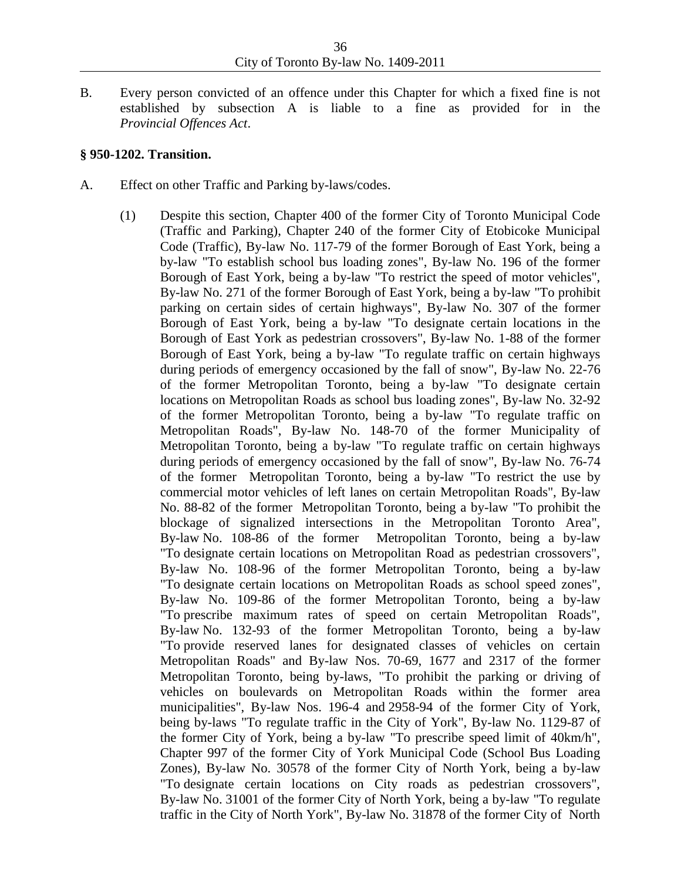B. Every person convicted of an offence under this Chapter for which a fixed fine is not established by subsection A is liable to a fine as provided for in the *Provincial Offences Act*.

**§ 950-1202. Transition.**

A. Effect on other Traffic and Parking by-laws/codes.

(1) Despite this section, Chapter 400 of the former City of Toronto Municipal Code (Traffic and Parking), Chapter 240 of the former City of Etobicoke Municipal Code (Traffic), By-law No. 117-79 of the former Borough of East York, being a by-law "To establish school bus loading zones", By-law No. 196 of the former Borough of East York, being a by-law "To restrict the speed of motor vehicles", By-law No. 271 of the former Borough of East York, being a by-law "To prohibit parking on certain sides of certain highways", By-law No. 307 of the former Borough of East York, being a by-law "To designate certain locations in the Borough of East York as pedestrian crossovers", By-law No. 1-88 of the former Borough of East York, being a by-law "To regulate traffic on certain highways during periods of emergency occasioned by the fall of snow", By-law No. 22-76 of the former Metropolitan Toronto, being a by-law "To designate certain locations on Metropolitan Roads as school bus loading zones", By-law No. 32-92 of the former Metropolitan Toronto, being a by-law "To regulate traffic on Metropolitan Roads", By-law No. 148-70 of the former Municipality of Metropolitan Toronto, being a by-law "To regulate traffic on certain highways during periods of emergency occasioned by the fall of snow", By-law No. 76-74 of the former Metropolitan Toronto, being a by-law "To restrict the use by commercial motor vehicles of left lanes on certain Metropolitan Roads", By-law No. 88-82 of the former Metropolitan Toronto, being a by-law "To prohibit the blockage of signalized intersections in the Metropolitan Toronto Area", By-law No. 108-86 of the former Metropolitan Toronto, being a by-law "To designate certain locations on Metropolitan Road as pedestrian crossovers", By-law No. 108-96 of the former Metropolitan Toronto, being a by-law "To designate certain locations on Metropolitan Roads as school speed zones", By-law No. 109-86 of the former Metropolitan Toronto, being a by-law "To prescribe maximum rates of speed on certain Metropolitan Roads", By-law No. 132-93 of the former Metropolitan Toronto, being a by-law "To provide reserved lanes for designated classes of vehicles on certain Metropolitan Roads" and By-law Nos. 70-69, 1677 and 2317 of the former Metropolitan Toronto, being by-laws, "To prohibit the parking or driving of vehicles on boulevards on Metropolitan Roads within the former area municipalities", By-law Nos. 196-4 and 2958-94 of the former City of York, being by-laws "To regulate traffic in the City of York", By-law No. 1129-87 of the former City of York, being a by-law "To prescribe speed limit of 40km/h", Chapter 997 of the former City of York Municipal Code (School Bus Loading Zones), By-law No. 30578 of the former City of North York, being a by-law "To designate certain locations on City roads as pedestrian crossovers", By-law No. 31001 of the former City of North York, being a by-law "To regulate traffic in the City of North York", By-law No. 31878 of the former City of North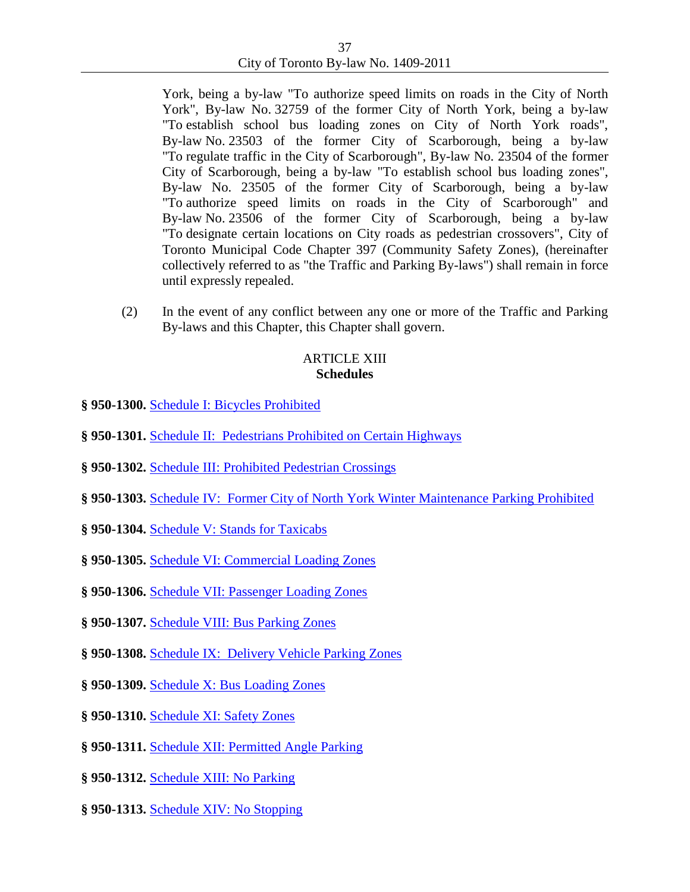York, being a by-law "To authorize speed limits on roads in the City of North York", By-law No. 32759 of the former City of North York, being a by-law "To establish school bus loading zones on City of North York roads", By-law No. 23503 of the former City of Scarborough, being a by-law "To regulate traffic in the City of Scarborough", By-law No. 23504 of the former City of Scarborough, being a by-law "To establish school bus loading zones", By-law No. 23505 of the former City of Scarborough, being a by-law "To authorize speed limits on roads in the City of Scarborough" and By-law No. 23506 of the former City of Scarborough, being a by-law "To designate certain locations on City roads as pedestrian crossovers", City of Toronto Municipal Code Chapter 397 (Community Safety Zones), (hereinafter collectively referred to as "the Traffic and Parking By-laws") shall remain in force until expressly repealed.

(2) In the event of any conflict between any one or more of the Traffic and Parking By-laws and this Chapter, this Chapter shall govern.

## ARTICLE XIII
## **Schedules**

**§ 950-1300.** Schedule I: Bicycles Prohibited

**§ 950-1301.** Schedule II: Pedestrians Prohibited on Certain Highways

**§ 950-1302.** Schedule III: Prohibited Pedestrian Crossings

**§ 950-1303.** Schedule IV: Former City of North York Winter Maintenance Parking Prohibited

**§ 950-1304.** Schedule V: Stands for Taxicabs

**§ 950-1305.** Schedule VI: Commercial Loading Zones

**§ 950-1306.** Schedule VII: Passenger Loading Zones

**§ 950-1307.** Schedule VIII: Bus Parking Zones

**§ 950-1308.** Schedule IX: Delivery Vehicle Parking Zones

**§ 950-1309.** Schedule X: Bus Loading Zones

**§ 950-1310.** Schedule XI: Safety Zones

**§ 950-1311.** Schedule XII: Permitted Angle Parking

**§ 950-1312.** Schedule XIII: No Parking

**§ 950-1313.** Schedule XIV: No Stopping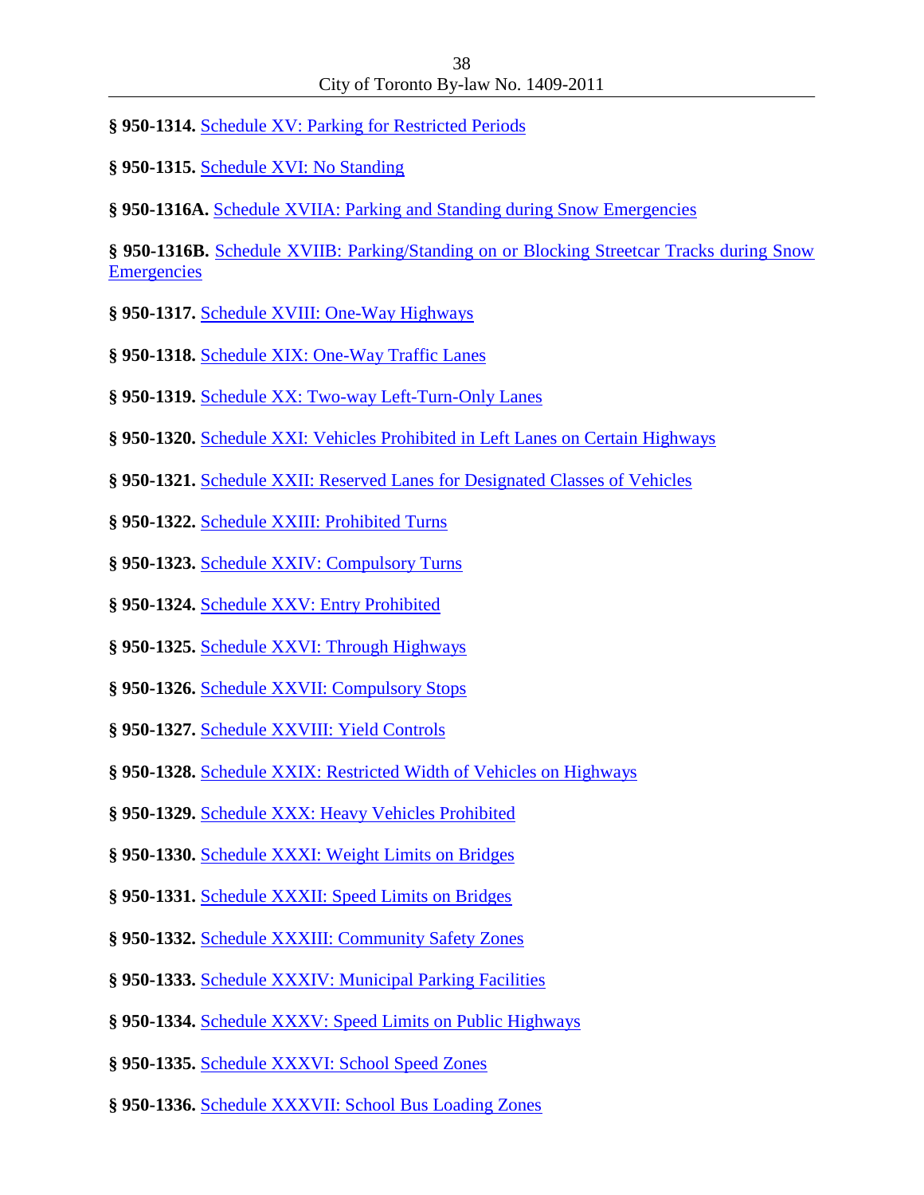**§ 950-1314.** Schedule XV: Parking for Restricted Periods

**§ 950-1315.** Schedule XVI: No Standing

**§ 950-1316A.** Schedule XVIIA: Parking and Standing during Snow Emergencies

**§ 950-1316B.** Schedule XVIIB: Parking/Standing on or Blocking Streetcar Tracks during Snow Emergencies

**§ 950-1317.** Schedule XVIII: One-Way Highways

**§ 950-1318.** Schedule XIX: One-Way Traffic Lanes

**§ 950-1319.** Schedule XX: Two-way Left-Turn-Only Lanes

**§ 950-1320.** Schedule XXI: Vehicles Prohibited in Left Lanes on Certain Highways

**§ 950-1321.** Schedule XXII: Reserved Lanes for Designated Classes of Vehicles

**§ 950-1322.** Schedule XXIII: Prohibited Turns

**§ 950-1323.** Schedule XXIV: Compulsory Turns

**§ 950-1324.** Schedule XXV: Entry Prohibited

**§ 950-1325.** Schedule XXVI: Through Highways

**§ 950-1326.** Schedule XXVII: Compulsory Stops

**§ 950-1327.** Schedule XXVIII: Yield Controls

**§ 950-1328.** Schedule XXIX: Restricted Width of Vehicles on Highways

**§ 950-1329.** Schedule XXX: Heavy Vehicles Prohibited

**§ 950-1330.** Schedule XXXI: Weight Limits on Bridges

**§ 950-1331.** Schedule XXXII: Speed Limits on Bridges

**§ 950-1332.** Schedule XXXIII: Community Safety Zones

**§ 950-1333.** Schedule XXXIV: Municipal Parking Facilities

**§ 950-1334.** Schedule XXXV: Speed Limits on Public Highways

**§ 950-1335.** Schedule XXXVI: School Speed Zones

**§ 950-1336.** Schedule XXXVII: School Bus Loading Zones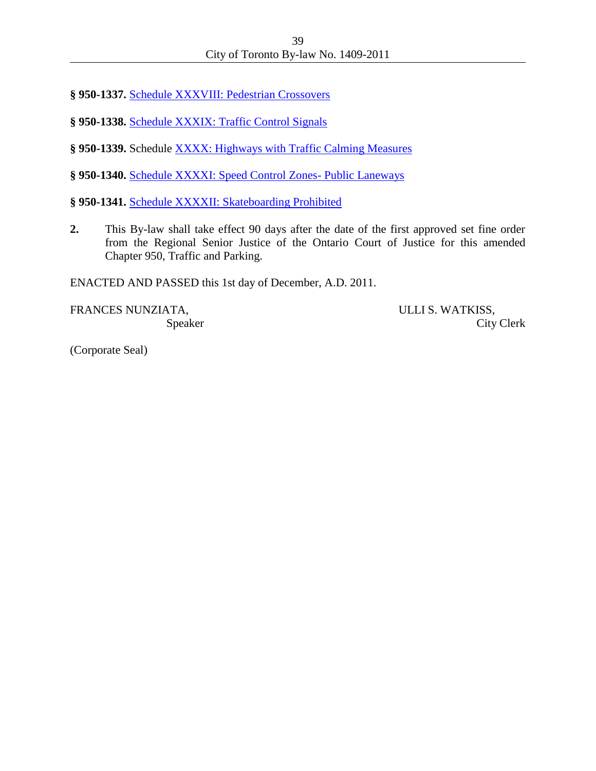**§ 950-1337.** Schedule XXXVIII: Pedestrian Crossovers

**§ 950-1338.** Schedule XXXIX: Traffic Control Signals

**§ 950-1339.** Schedule XXXX: Highways with Traffic Calming Measures

**§ 950-1340.** Schedule XXXXI: Speed Control Zones- Public Laneways

**§ 950-1341.** Schedule XXXXII: Skateboarding Prohibited

**2.** This By-law shall take effect 90 days after the date of the first approved set fine order from the Regional Senior Justice of the Ontario Court of Justice for this amended Chapter 950, Traffic and Parking.

ENACTED AND PASSED this 1st day of December, A.D. 2011.

FRANCES NUNZIATA,
Speaker

ULLI S. WATKISS,
City Clerk

(Corporate Seal)